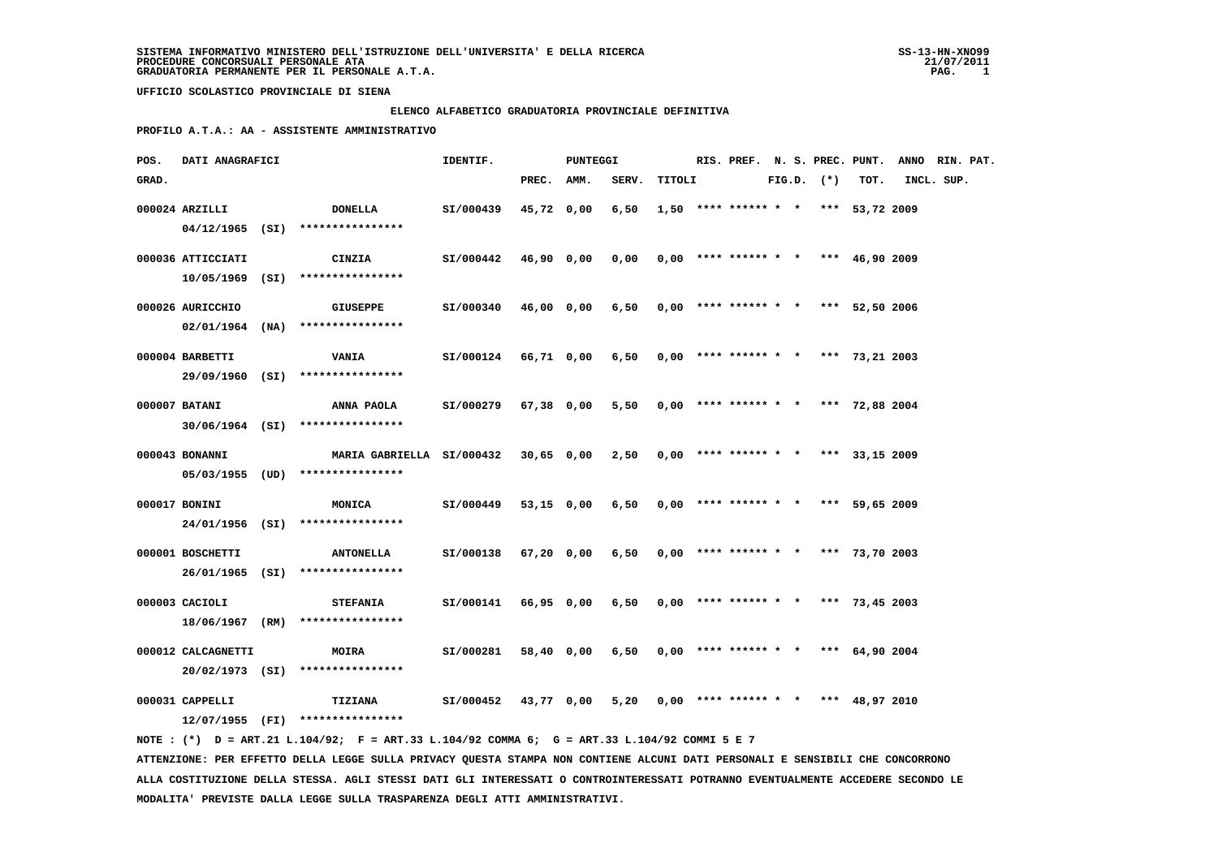SISTEMA INFORMATIVO MINISTERO DELL'ISTRUZIONE DELL'UNIVERSITA' E DELLA RICERCA
PROCEDURE CONCORSUALI PERSONALE ATA
GRADUATORIA PERMANENTE PER IL PERSONALE A.T.A.

UFFICIO SCOLASTICO PROVINCIALE DI SIENA

ELENCO ALFABETICO GRADUATORIA PROVINCIALE DEFINITIVA

PROFILO A.T.A.: AA - ASSISTENTE AMMINISTRATIVO

| POS. GRAD. | DATI ANAGRAFICI | | IDENTIF. | PUNTEGGI PREC. | AMM. | SERV. | TITOLI | RIS. PREF. | N. S. FIG.D. | PREC. (*) | PUNT. TOT. | ANNO INCL. | RIN. PAT. SUP. |
|---|---|---|---|---|---|---|---|---|---|---|---|---|---|
| 000024 | ARZILLI 04/12/1965 (SI) | DONELLA **************** | SI/000439 | 45,72 | 0,00 | 6,50 | 1,50 | **** ****** | * * | *** | 53,72 | 2009 | |
| 000036 | ATTICCIATI 10/05/1969 (SI) | CINZIA **************** | SI/000442 | 46,90 | 0,00 | 0,00 | 0,00 | **** ****** | * * | *** | 46,90 | 2009 | |
| 000026 | AURICCHIO 02/01/1964 (NA) | GIUSEPPE **************** | SI/000340 | 46,00 | 0,00 | 6,50 | 0,00 | **** ****** | * * | *** | 52,50 | 2006 | |
| 000004 | BARBETTI 29/09/1960 (SI) | VANIA **************** | SI/000124 | 66,71 | 0,00 | 6,50 | 0,00 | **** ****** | * * | *** | 73,21 | 2003 | |
| 000007 | BATANI 30/06/1964 (SI) | ANNA PAOLA **************** | SI/000279 | 67,38 | 0,00 | 5,50 | 0,00 | **** ****** | * * | *** | 72,88 | 2004 | |
| 000043 | BONANNI 05/03/1955 (UD) | MARIA GABRIELLA **************** | SI/000432 | 30,65 | 0,00 | 2,50 | 0,00 | **** ****** | * * | *** | 33,15 | 2009 | |
| 000017 | BONINI 24/01/1956 (SI) | MONICA **************** | SI/000449 | 53,15 | 0,00 | 6,50 | 0,00 | **** ****** | * * | *** | 59,65 | 2009 | |
| 000001 | BOSCHETTI 26/01/1965 (SI) | ANTONELLA **************** | SI/000138 | 67,20 | 0,00 | 6,50 | 0,00 | **** ****** | * * | *** | 73,70 | 2003 | |
| 000003 | CACIOLI 18/06/1967 (RM) | STEFANIA **************** | SI/000141 | 66,95 | 0,00 | 6,50 | 0,00 | **** ****** | * * | *** | 73,45 | 2003 | |
| 000012 | CALCAGNETTI 20/02/1973 (SI) | MOIRA **************** | SI/000281 | 58,40 | 0,00 | 6,50 | 0,00 | **** ****** | * * | *** | 64,90 | 2004 | |
| 000031 | CAPPELLI 12/07/1955 (FI) | TIZIANA **************** | SI/000452 | 43,77 | 0,00 | 5,20 | 0,00 | **** ****** | * * | *** | 48,97 | 2010 | |

NOTE : (*) D = ART.21 L.104/92; F = ART.33 L.104/92 COMMA 6; G = ART.33 L.104/92 COMMI 5 E 7

ATTENZIONE: PER EFFETTO DELLA LEGGE SULLA PRIVACY QUESTA STAMPA NON CONTIENE ALCUNI DATI PERSONALI E SENSIBILI CHE CONCORRONO ALLA COSTITUZIONE DELLA STESSA. AGLI STESSI DATI GLI INTERESSATI O CONTROINTERESSATI POTRANNO EVENTUALMENTE ACCEDERE SECONDO LE MODALITA' PREVISTE DALLA LEGGE SULLA TRASPARENZA DEGLI ATTI AMMINISTRATIVI.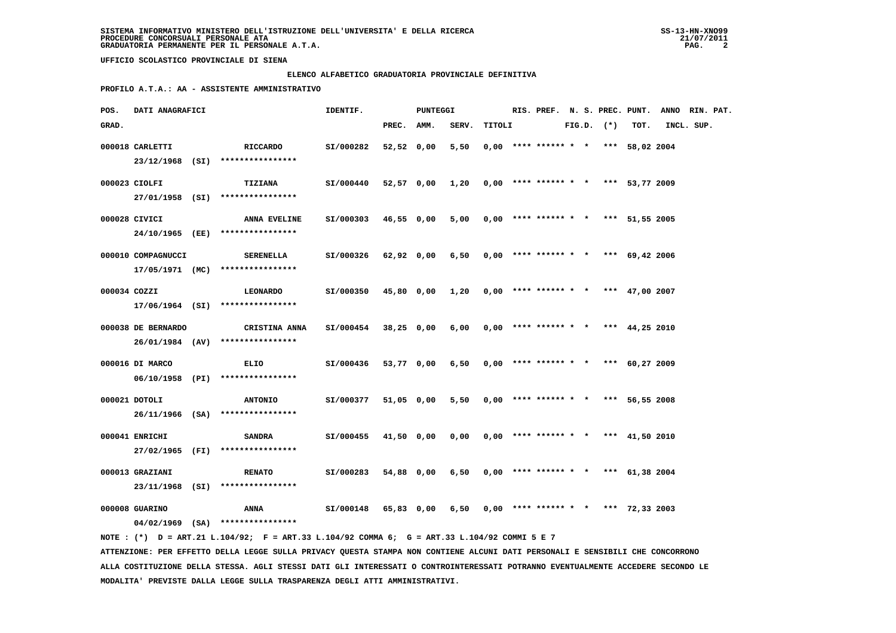**SISTEMA INFORMATIVO MINISTERO DELL'ISTRUZIONE DELL'UNIVERSITA' E DELLA RICERCA**
**PROCEDURE CONCORSUALI PERSONALE ATA**
**GRADUATORIA PERMANENTE PER IL PERSONALE A.T.A.**

**UFFICIO SCOLASTICO PROVINCIALE DI SIENA**

**ELENCO ALFABETICO GRADUATORIA PROVINCIALE DEFINITIVA**

**PROFILO A.T.A.: AA - ASSISTENTE AMMINISTRATIVO**

| POS. GRAD. | DATI ANAGRAFICI | | IDENTIF. | PUNTEGGI PREC. | AMM. | SERV. | TITOLI | RIS. | PREF. | N. S. FIG.D. | PREC. (*) | PUNT. TOT. | ANNO INCL. | RIN. SUP. | PAT. |
|---|---|---|---|---|---|---|---|---|---|---|---|---|---|---|---|
| 000018 | CARLETTI 23/12/1968 (SI) | RICCARDO **************** | SI/000282 | 52,52 | 0,00 | 5,50 | 0,00 | **** | ****** | * * | *** | 58,02 | 2004 | | |
| 000023 | CIOLFI 27/01/1958 (SI) | TIZIANA **************** | SI/000440 | 52,57 | 0,00 | 1,20 | 0,00 | **** | ****** | * * | *** | 53,77 | 2009 | | |
| 000028 | CIVICI 24/10/1965 (EE) | ANNA EVELINE **************** | SI/000303 | 46,55 | 0,00 | 5,00 | 0,00 | **** | ****** | * * | *** | 51,55 | 2005 | | |
| 000010 | COMPAGNUCCI 17/05/1971 (MC) | SERENELLA **************** | SI/000326 | 62,92 | 0,00 | 6,50 | 0,00 | **** | ****** | * * | *** | 69,42 | 2006 | | |
| 000034 | COZZI 17/06/1964 (SI) | LEONARDO **************** | SI/000350 | 45,80 | 0,00 | 1,20 | 0,00 | **** | ****** | * * | *** | 47,00 | 2007 | | |
| 000038 | DE BERNARDO 26/01/1984 (AV) | CRISTINA ANNA **************** | SI/000454 | 38,25 | 0,00 | 6,00 | 0,00 | **** | ****** | * * | *** | 44,25 | 2010 | | |
| 000016 | DI MARCO 06/10/1958 (PI) | ELIO **************** | SI/000436 | 53,77 | 0,00 | 6,50 | 0,00 | **** | ****** | * * | *** | 60,27 | 2009 | | |
| 000021 | DOTOLI 26/11/1966 (SA) | ANTONIO **************** | SI/000377 | 51,05 | 0,00 | 5,50 | 0,00 | **** | ****** | * * | *** | 56,55 | 2008 | | |
| 000041 | ENRICHI 27/02/1965 (FI) | SANDRA **************** | SI/000455 | 41,50 | 0,00 | 0,00 | 0,00 | **** | ****** | * * | *** | 41,50 | 2010 | | |
| 000013 | GRAZIANI 23/11/1968 (SI) | RENATO **************** | SI/000283 | 54,88 | 0,00 | 6,50 | 0,00 | **** | ****** | * * | *** | 61,38 | 2004 | | |
| 000008 | GUARINO 04/02/1969 (SA) | ANNA **************** | SI/000148 | 65,83 | 0,00 | 6,50 | 0,00 | **** | ****** | * * | *** | 72,33 | 2003 | | |

NOTE : (*) D = ART.21 L.104/92; F = ART.33 L.104/92 COMMA 6; G = ART.33 L.104/92 COMMI 5 E 7

ATTENZIONE: PER EFFETTO DELLA LEGGE SULLA PRIVACY QUESTA STAMPA NON CONTIENE ALCUNI DATI PERSONALI E SENSIBILI CHE CONCORRONO ALLA COSTITUZIONE DELLA STESSA. AGLI STESSI DATI GLI INTERESSATI O CONTROINTERESSATI POTRANNO EVENTUALMENTE ACCEDERE SECONDO LE MODALITA' PREVISTE DALLA LEGGE SULLA TRASPARENZA DEGLI ATTI AMMINISTRATIVI.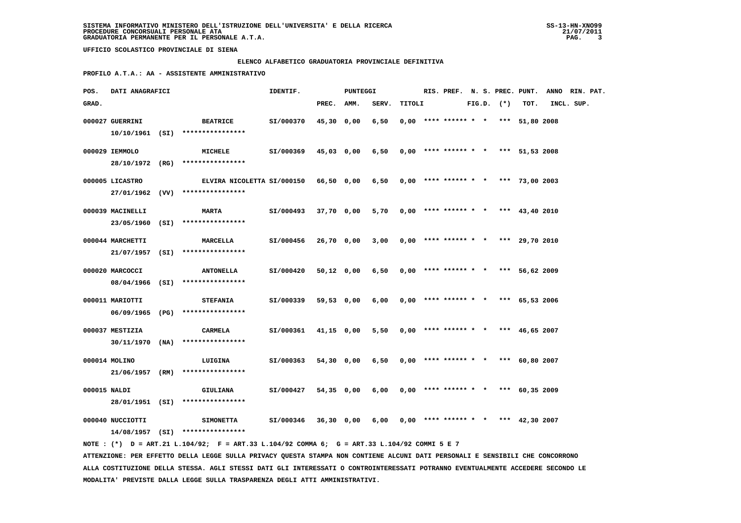SISTEMA INFORMATIVO MINISTERO DELL'ISTRUZIONE DELL'UNIVERSITA' E DELLA RICERCA
PROCEDURE CONCORSUALI PERSONALE ATA
GRADUATORIA PERMANENTE PER IL PERSONALE A.T.A.

UFFICIO SCOLASTICO PROVINCIALE DI SIENA

ELENCO ALFABETICO GRADUATORIA PROVINCIALE DEFINITIVA

PROFILO A.T.A.: AA - ASSISTENTE AMMINISTRATIVO

| POS. GRAD. | DATI ANAGRAFICI | | IDENTIF. | PUNTEGGI PREC. | AMM. | SERV. | TITOLI | RIS. | PREF. | N. S. FIG.D. | PREC. (*) | PUNT. TOT. | ANNO INCL. | RIN. PAT. SUP. |
|---|---|---|---|---|---|---|---|---|---|---|---|---|---|---|
| 000027 | GUERRINI 10/10/1961 (SI) | BEATRICE **************** | SI/000370 | 45,30 | 0,00 | 6,50 | 0,00 | **** | ****** | * * | *** | 51,80 | 2008 | |
| 000029 | IEMMOLO 28/10/1972 (RG) | MICHELE **************** | SI/000369 | 45,03 | 0,00 | 6,50 | 0,00 | **** | ****** | * * | *** | 51,53 | 2008 | |
| 000005 | LICASTRO 27/01/1962 (VV) | ELVIRA NICOLETTA **************** | SI/000150 | 66,50 | 0,00 | 6,50 | 0,00 | **** | ****** | * * | *** | 73,00 | 2003 | |
| 000039 | MACINELLI 23/05/1960 (SI) | MARTA **************** | SI/000493 | 37,70 | 0,00 | 5,70 | 0,00 | **** | ****** | * * | *** | 43,40 | 2010 | |
| 000044 | MARCHETTI 21/07/1957 (SI) | MARCELLA **************** | SI/000456 | 26,70 | 0,00 | 3,00 | 0,00 | **** | ****** | * * | *** | 29,70 | 2010 | |
| 000020 | MARCOCCI 08/04/1966 (SI) | ANTONELLA **************** | SI/000420 | 50,12 | 0,00 | 6,50 | 0,00 | **** | ****** | * * | *** | 56,62 | 2009 | |
| 000011 | MARIOTTI 06/09/1965 (PG) | STEFANIA **************** | SI/000339 | 59,53 | 0,00 | 6,00 | 0,00 | **** | ****** | * * | *** | 65,53 | 2006 | |
| 000037 | MESTIZIA 30/11/1970 (NA) | CARMELA **************** | SI/000361 | 41,15 | 0,00 | 5,50 | 0,00 | **** | ****** | * * | *** | 46,65 | 2007 | |
| 000014 | MOLINO 21/06/1957 (RM) | LUIGINA **************** | SI/000363 | 54,30 | 0,00 | 6,50 | 0,00 | **** | ****** | * * | *** | 60,80 | 2007 | |
| 000015 | NALDI 28/01/1951 (SI) | GIULIANA **************** | SI/000427 | 54,35 | 0,00 | 6,00 | 0,00 | **** | ****** | * * | *** | 60,35 | 2009 | |
| 000040 | NUCCIOTTI 14/08/1957 (SI) | SIMONETTA **************** | SI/000346 | 36,30 | 0,00 | 6,00 | 0,00 | **** | ****** | * * | *** | 42,30 | 2007 | |

NOTE : (*) D = ART.21 L.104/92; F = ART.33 L.104/92 COMMA 6; G = ART.33 L.104/92 COMMI 5 E 7

ATTENZIONE: PER EFFETTO DELLA LEGGE SULLA PRIVACY QUESTA STAMPA NON CONTIENE ALCUNI DATI PERSONALI E SENSIBILI CHE CONCORRONO ALLA COSTITUZIONE DELLA STESSA. AGLI STESSI DATI GLI INTERESSATI O CONTROINTERESSATI POTRANNO EVENTUALMENTE ACCEDERE SECONDO LE MODALITA' PREVISTE DALLA LEGGE SULLA TRASPARENZA DEGLI ATTI AMMINISTRATIVI.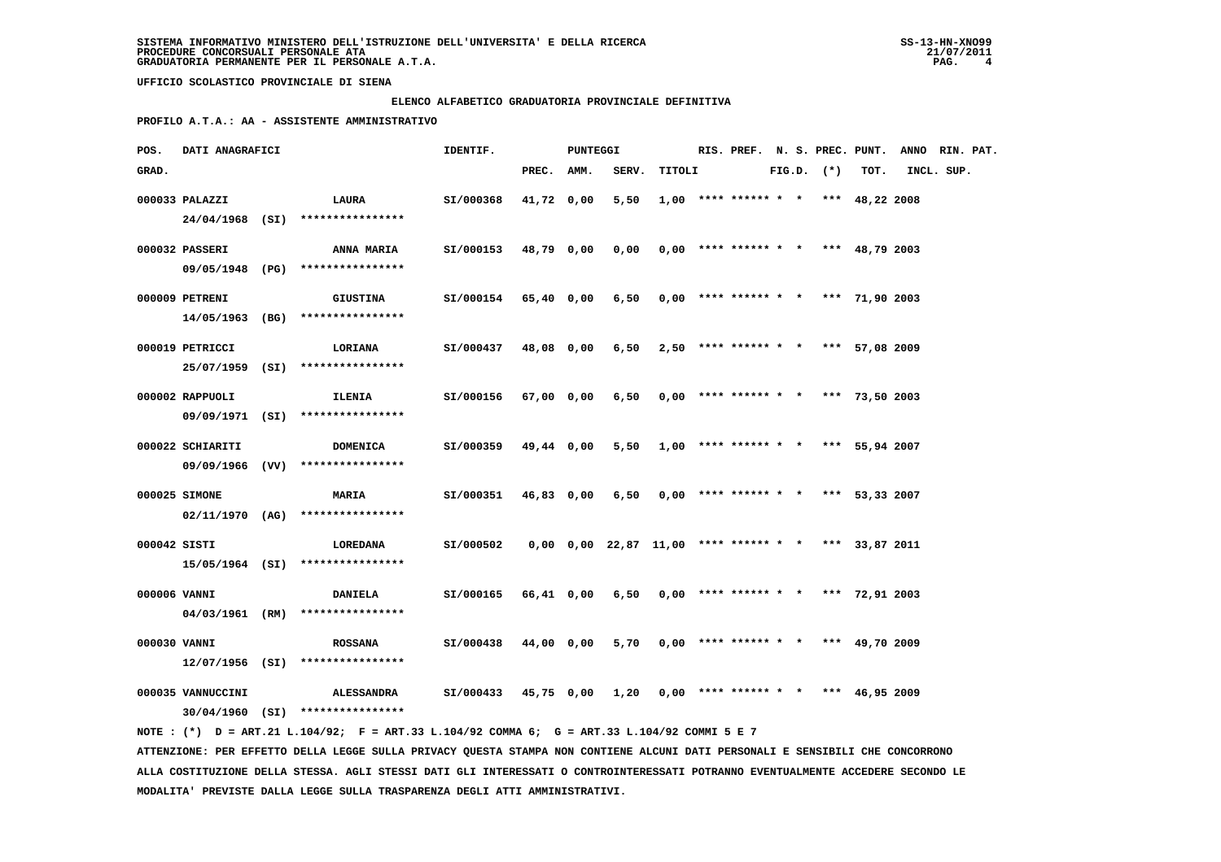**SISTEMA INFORMATIVO MINISTERO DELL'ISTRUZIONE DELL'UNIVERSITA' E DELLA RICERCA**
**PROCEDURE CONCORSUALI PERSONALE ATA**
**GRADUATORIA PERMANENTE PER IL PERSONALE A.T.A.**

**UFFICIO SCOLASTICO PROVINCIALE DI SIENA**

## ELENCO ALFABETICO GRADUATORIA PROVINCIALE DEFINITIVA

**PROFILO A.T.A.: AA - ASSISTENTE AMMINISTRATIVO**

| POS. GRAD. | DATI ANAGRAFICI | | IDENTIF. | PUNTEGGI PREC. | AMM. | SERV. | TITOLI | RIS. | PREF. | N. S. FIG.D. | PREC. (*) | PUNT. TOT. | ANNO INCL. | RIN. PAT. SUP. |
|---|---|---|---|---|---|---|---|---|---|---|---|---|---|---|
| 000033 | PALAZZI 24/04/1968 (SI) | LAURA **************** | SI/000368 | 41,72 | 0,00 | 5,50 | 1,00 | **** | ****** | * * | *** | 48,22 | 2008 | |
| 000032 | PASSERI 09/05/1948 (PG) | ANNA MARIA **************** | SI/000153 | 48,79 | 0,00 | 0,00 | 0,00 | **** | ****** | * * | *** | 48,79 | 2003 | |
| 000009 | PETRENI 14/05/1963 (BG) | GIUSTINA **************** | SI/000154 | 65,40 | 0,00 | 6,50 | 0,00 | **** | ****** | * * | *** | 71,90 | 2003 | |
| 000019 | PETRICCI 25/07/1959 (SI) | LORIANA **************** | SI/000437 | 48,08 | 0,00 | 6,50 | 2,50 | **** | ****** | * * | *** | 57,08 | 2009 | |
| 000002 | RAPPUOLI 09/09/1971 (SI) | ILENIA **************** | SI/000156 | 67,00 | 0,00 | 6,50 | 0,00 | **** | ****** | * * | *** | 73,50 | 2003 | |
| 000022 | SCHIARITI 09/09/1966 (VV) | DOMENICA **************** | SI/000359 | 49,44 | 0,00 | 5,50 | 1,00 | **** | ****** | * * | *** | 55,94 | 2007 | |
| 000025 | SIMONE 02/11/1970 (AG) | MARIA **************** | SI/000351 | 46,83 | 0,00 | 6,50 | 0,00 | **** | ****** | * * | *** | 53,33 | 2007 | |
| 000042 | SISTI 15/05/1964 (SI) | LOREDANA **************** | SI/000502 | 0,00 | 0,00 | 22,87 | 11,00 | **** | ****** | * * | *** | 33,87 | 2011 | |
| 000006 | VANNI 04/03/1961 (RM) | DANIELA **************** | SI/000165 | 66,41 | 0,00 | 6,50 | 0,00 | **** | ****** | * * | *** | 72,91 | 2003 | |
| 000030 | VANNI 12/07/1956 (SI) | ROSSANA **************** | SI/000438 | 44,00 | 0,00 | 5,70 | 0,00 | **** | ****** | * * | *** | 49,70 | 2009 | |
| 000035 | VANNUCCINI 30/04/1960 (SI) | ALESSANDRA **************** | SI/000433 | 45,75 | 0,00 | 1,20 | 0,00 | **** | ****** | * * | *** | 46,95 | 2009 | |

NOTE : (*) D = ART.21 L.104/92; F = ART.33 L.104/92 COMMA 6; G = ART.33 L.104/92 COMMI 5 E 7

ATTENZIONE: PER EFFETTO DELLA LEGGE SULLA PRIVACY QUESTA STAMPA NON CONTIENE ALCUNI DATI PERSONALI E SENSIBILI CHE CONCORRONO ALLA COSTITUZIONE DELLA STESSA. AGLI STESSI DATI GLI INTERESSATI O CONTROINTERESSATI POTRANNO EVENTUALMENTE ACCEDERE SECONDO LE MODALITA' PREVISTE DALLA LEGGE SULLA TRASPARENZA DEGLI ATTI AMMINISTRATIVI.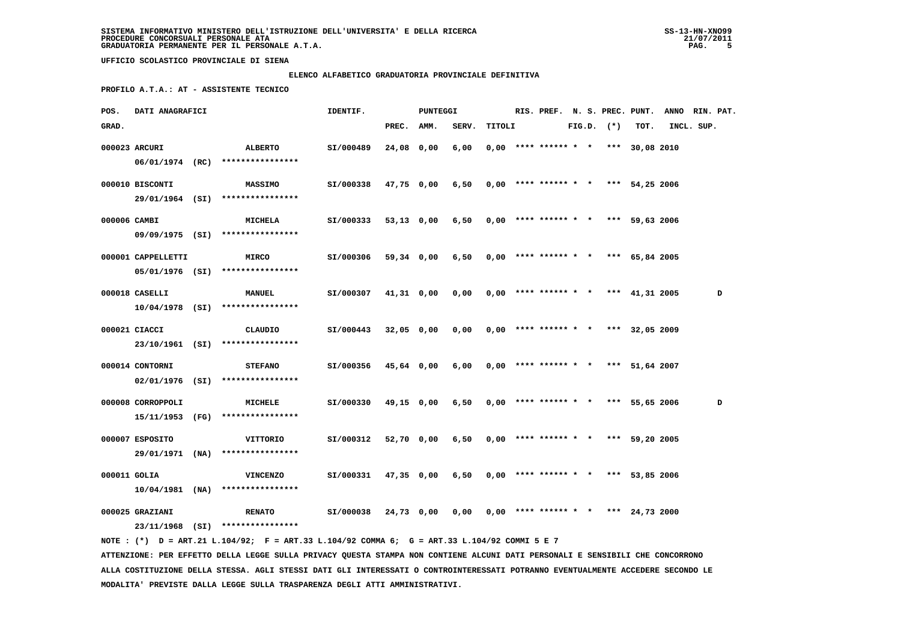SISTEMA INFORMATIVO MINISTERO DELL'ISTRUZIONE DELL'UNIVERSITA' E DELLA RICERCA
PROCEDURE CONCORSUALI PERSONALE ATA
GRADUATORIA PERMANENTE PER IL PERSONALE A.T.A.

SS-13-HN-XNO99
21/07/2011

UFFICIO SCOLASTICO PROVINCIALE DI SIENA

ELENCO ALFABETICO GRADUATORIA PROVINCIALE DEFINITIVA

PROFILO A.T.A.: AT - ASSISTENTE TECNICO

| POS. GRAD. | DATI ANAGRAFICI | | IDENTIF. | PUNTEGGI PREC. | AMM. | SERV. | TITOLI | RIS. | PREF. | N. S. FIG.D. | PREC. (*) | PUNT. TOT. | ANNO INCL. | RIN. SUP. | PAT. |
|---|---|---|---|---|---|---|---|---|---|---|---|---|---|---|---|
| 000023 | ARCURI 06/01/1974 (RC) | ALBERTO **************** | SI/000489 | 24,08 | 0,00 | 6,00 | 0,00 | **** | ****** | * * | *** | 30,08 | 2010 | | |
| 000010 | BISCONTI 29/01/1964 (SI) | MASSIMO **************** | SI/000338 | 47,75 | 0,00 | 6,50 | 0,00 | **** | ****** | * * | *** | 54,25 | 2006 | | |
| 000006 | CAMBI 09/09/1975 (SI) | MICHELA **************** | SI/000333 | 53,13 | 0,00 | 6,50 | 0,00 | **** | ****** | * * | *** | 59,63 | 2006 | | |
| 000001 | CAPPELLETTI 05/01/1976 (SI) | MIRCO **************** | SI/000306 | 59,34 | 0,00 | 6,50 | 0,00 | **** | ****** | * * | *** | 65,84 | 2005 | | |
| 000018 | CASELLI 10/04/1978 (SI) | MANUEL **************** | SI/000307 | 41,31 | 0,00 | 0,00 | 0,00 | **** | ****** | * * | *** | 41,31 | 2005 | | D |
| 000021 | CIACCI 23/10/1961 (SI) | CLAUDIO **************** | SI/000443 | 32,05 | 0,00 | 0,00 | 0,00 | **** | ****** | * * | *** | 32,05 | 2009 | | |
| 000014 | CONTORNI 02/01/1976 (SI) | STEFANO **************** | SI/000356 | 45,64 | 0,00 | 6,00 | 0,00 | **** | ****** | * * | *** | 51,64 | 2007 | | |
| 000008 | CORROPPOLI 15/11/1953 (FG) | MICHELE **************** | SI/000330 | 49,15 | 0,00 | 6,50 | 0,00 | **** | ****** | * * | *** | 55,65 | 2006 | | D |
| 000007 | ESPOSITO 29/01/1971 (NA) | VITTORIO **************** | SI/000312 | 52,70 | 0,00 | 6,50 | 0,00 | **** | ****** | * * | *** | 59,20 | 2005 | | |
| 000011 | GOLIA 10/04/1981 (NA) | VINCENZO **************** | SI/000331 | 47,35 | 0,00 | 6,50 | 0,00 | **** | ****** | * * | *** | 53,85 | 2006 | | |
| 000025 | GRAZIANI 23/11/1968 (SI) | RENATO **************** | SI/000038 | 24,73 | 0,00 | 0,00 | 0,00 | **** | ****** | * * | *** | 24,73 | 2000 | | |

NOTE : (*) D = ART.21 L.104/92; F = ART.33 L.104/92 COMMA 6; G = ART.33 L.104/92 COMMI 5 E 7

ATTENZIONE: PER EFFETTO DELLA LEGGE SULLA PRIVACY QUESTA STAMPA NON CONTIENE ALCUNI DATI PERSONALI E SENSIBILI CHE CONCORRONO ALLA COSTITUZIONE DELLA STESSA. AGLI STESSI DATI GLI INTERESSATI O CONTROINTERESSATI POTRANNO EVENTUALMENTE ACCEDERE SECONDO LE MODALITA' PREVISTE DALLA LEGGE SULLA TRASPARENZA DEGLI ATTI AMMINISTRATIVI.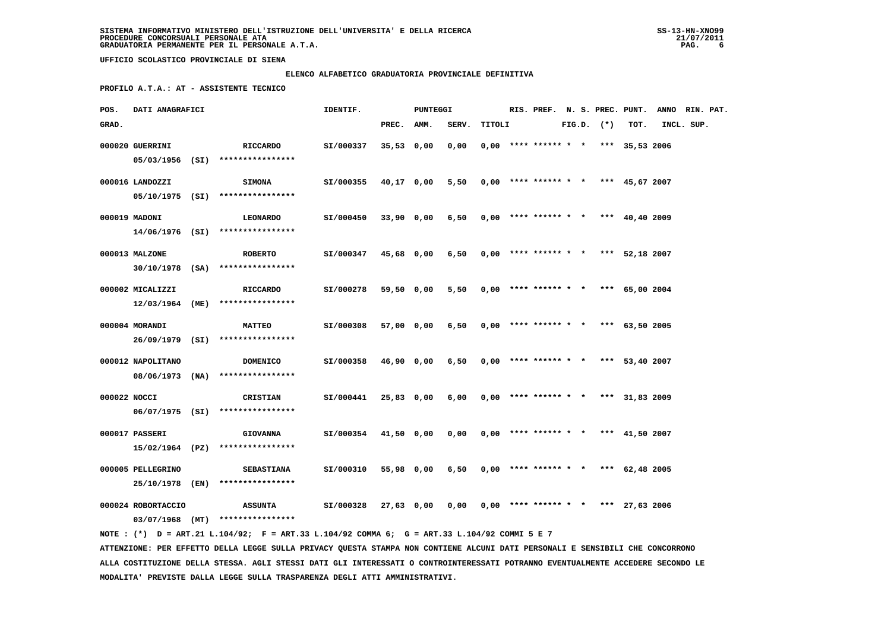**SISTEMA INFORMATIVO MINISTERO DELL'ISTRUZIONE DELL'UNIVERSITA' E DELLA RICERCA**
**PROCEDURE CONCORSUALI PERSONALE ATA**
**GRADUATORIA PERMANENTE PER IL PERSONALE A.T.A.**

**UFFICIO SCOLASTICO PROVINCIALE DI SIENA**

**ELENCO ALFABETICO GRADUATORIA PROVINCIALE DEFINITIVA**

**PROFILO A.T.A.: AT - ASSISTENTE TECNICO**

| POS. GRAD. | DATI ANAGRAFICI | | IDENTIF. | PUNTEGGI PREC. | AMM. | SERV. | TITOLI | RIS. | PREF. | N. S. FIG.D. | PREC. (*) | PUNT. TOT. | ANNO INCL. | RIN. PAT. SUP. |
|---|---|---|---|---|---|---|---|---|---|---|---|---|---|---|
| 000020 | GUERRINI 05/03/1956 (SI) | RICCARDO **************** | SI/000337 | 35,53 | 0,00 | 0,00 | 0,00 | **** | ****** | * * | *** | 35,53 | 2006 | |
| 000016 | LANDOZZI 05/10/1975 (SI) | SIMONA **************** | SI/000355 | 40,17 | 0,00 | 5,50 | 0,00 | **** | ****** | * * | *** | 45,67 | 2007 | |
| 000019 | MADONI 14/06/1976 (SI) | LEONARDO **************** | SI/000450 | 33,90 | 0,00 | 6,50 | 0,00 | **** | ****** | * * | *** | 40,40 | 2009 | |
| 000013 | MALZONE 30/10/1978 (SA) | ROBERTO **************** | SI/000347 | 45,68 | 0,00 | 6,50 | 0,00 | **** | ****** | * * | *** | 52,18 | 2007 | |
| 000002 | MICALIZZI 12/03/1964 (ME) | RICCARDO **************** | SI/000278 | 59,50 | 0,00 | 5,50 | 0,00 | **** | ****** | * * | *** | 65,00 | 2004 | |
| 000004 | MORANDI 26/09/1979 (SI) | MATTEO **************** | SI/000308 | 57,00 | 0,00 | 6,50 | 0,00 | **** | ****** | * * | *** | 63,50 | 2005 | |
| 000012 | NAPOLITANO 08/06/1973 (NA) | DOMENICO **************** | SI/000358 | 46,90 | 0,00 | 6,50 | 0,00 | **** | ****** | * * | *** | 53,40 | 2007 | |
| 000022 | NOCCI 06/07/1975 (SI) | CRISTIAN **************** | SI/000441 | 25,83 | 0,00 | 6,00 | 0,00 | **** | ****** | * * | *** | 31,83 | 2009 | |
| 000017 | PASSERI 15/02/1964 (PZ) | GIOVANNA **************** | SI/000354 | 41,50 | 0,00 | 0,00 | 0,00 | **** | ****** | * * | *** | 41,50 | 2007 | |
| 000005 | PELLEGRINO 25/10/1978 (EN) | SEBASTIANA **************** | SI/000310 | 55,98 | 0,00 | 6,50 | 0,00 | **** | ****** | * * | *** | 62,48 | 2005 | |
| 000024 | ROBORTACCIO 03/07/1968 (MT) | ASSUNTA **************** | SI/000328 | 27,63 | 0,00 | 0,00 | 0,00 | **** | ****** | * * | *** | 27,63 | 2006 | |

NOTE : (*) D = ART.21 L.104/92; F = ART.33 L.104/92 COMMA 6; G = ART.33 L.104/92 COMMI 5 E 7

ATTENZIONE: PER EFFETTO DELLA LEGGE SULLA PRIVACY QUESTA STAMPA NON CONTIENE ALCUNI DATI PERSONALI E SENSIBILI CHE CONCORRONO ALLA COSTITUZIONE DELLA STESSA. AGLI STESSI DATI GLI INTERESSATI O CONTROINTERESSATI POTRANNO EVENTUALMENTE ACCEDERE SECONDO LE MODALITA' PREVISTE DALLA LEGGE SULLA TRASPARENZA DEGLI ATTI AMMINISTRATIVI.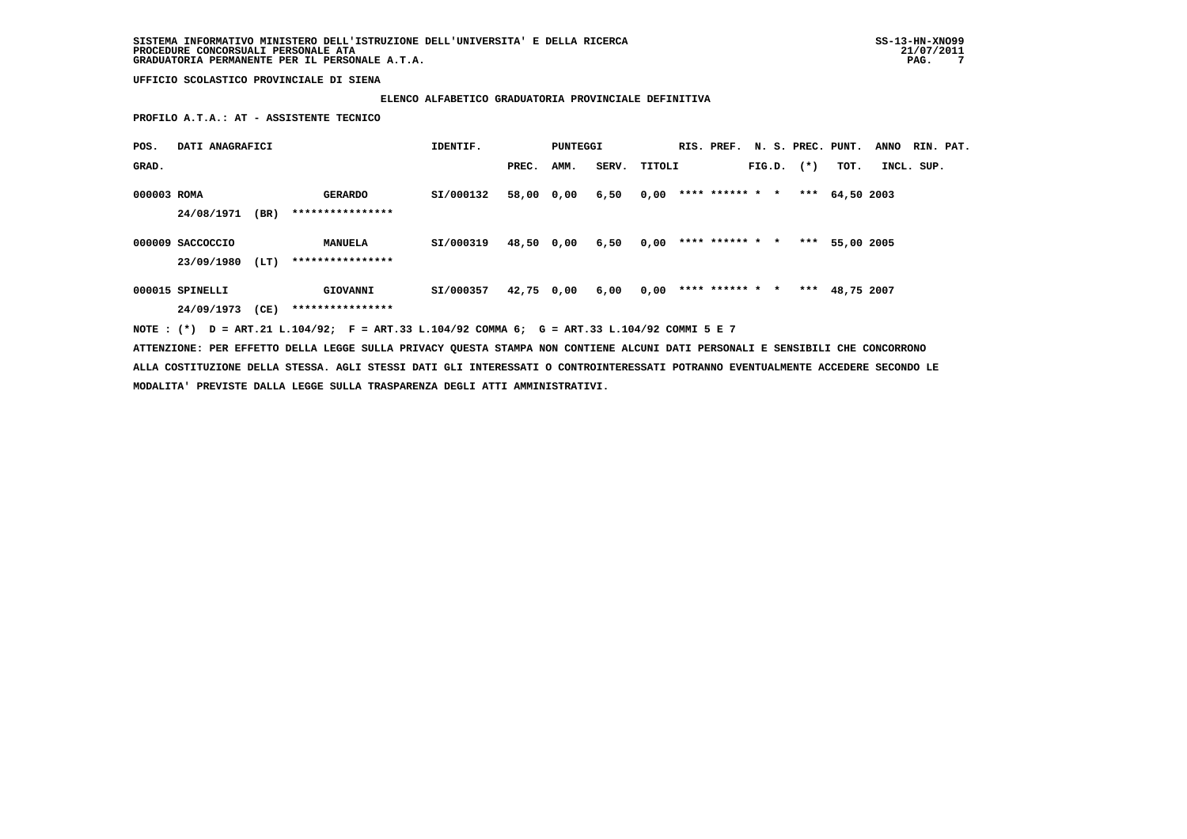**SISTEMA INFORMATIVO MINISTERO DELL'ISTRUZIONE DELL'UNIVERSITA' E DELLA RICERCA**
**PROCEDURE CONCORSUALI PERSONALE ATA**
**GRADUATORIA PERMANENTE PER IL PERSONALE A.T.A.**

**UFFICIO SCOLASTICO PROVINCIALE DI SIENA**

**ELENCO ALFABETICO GRADUATORIA PROVINCIALE DEFINITIVA**

**PROFILO A.T.A.: AT - ASSISTENTE TECNICO**

| POS. GRAD. | DATI ANAGRAFICI | | | IDENTIF. | PUNTEGGI PREC. | AMM. | SERV. | TITOLI | RIS. | PREF. | N. S. FIG.D. | PREC. (*) | PUNT. TOT. | ANNO INCL. | RIN. PAT. SUP. |
|---|---|---|---|---|---|---|---|---|---|---|---|---|---|---|---|
| 000003 | ROMA | | GERARDO | SI/000132 | 58,00 | 0,00 | 6,50 | 0,00 | **** | ****** | * | * *** | 64,50 | 2003 | |
| | 24/08/1971 | (BR) | **************** | | | | | | | | | | | | |
| 000009 | SACCOCCIO | | MANUELA | SI/000319 | 48,50 | 0,00 | 6,50 | 0,00 | **** | ****** | * | * *** | 55,00 | 2005 | |
| | 23/09/1980 | (LT) | **************** | | | | | | | | | | | | |
| 000015 | SPINELLI | | GIOVANNI | SI/000357 | 42,75 | 0,00 | 6,00 | 0,00 | **** | ****** | * | * *** | 48,75 | 2007 | |
| | 24/09/1973 | (CE) | **************** | | | | | | | | | | | | |

NOTE : (*) D = ART.21 L.104/92; F = ART.33 L.104/92 COMMA 6; G = ART.33 L.104/92 COMMI 5 E 7

ATTENZIONE: PER EFFETTO DELLA LEGGE SULLA PRIVACY QUESTA STAMPA NON CONTIENE ALCUNI DATI PERSONALI E SENSIBILI CHE CONCORRONO ALLA COSTITUZIONE DELLA STESSA. AGLI STESSI DATI GLI INTERESSATI O CONTROINTERESSATI POTRANNO EVENTUALMENTE ACCEDERE SECONDO LE MODALITA' PREVISTE DALLA LEGGE SULLA TRASPARENZA DEGLI ATTI AMMINISTRATIVI.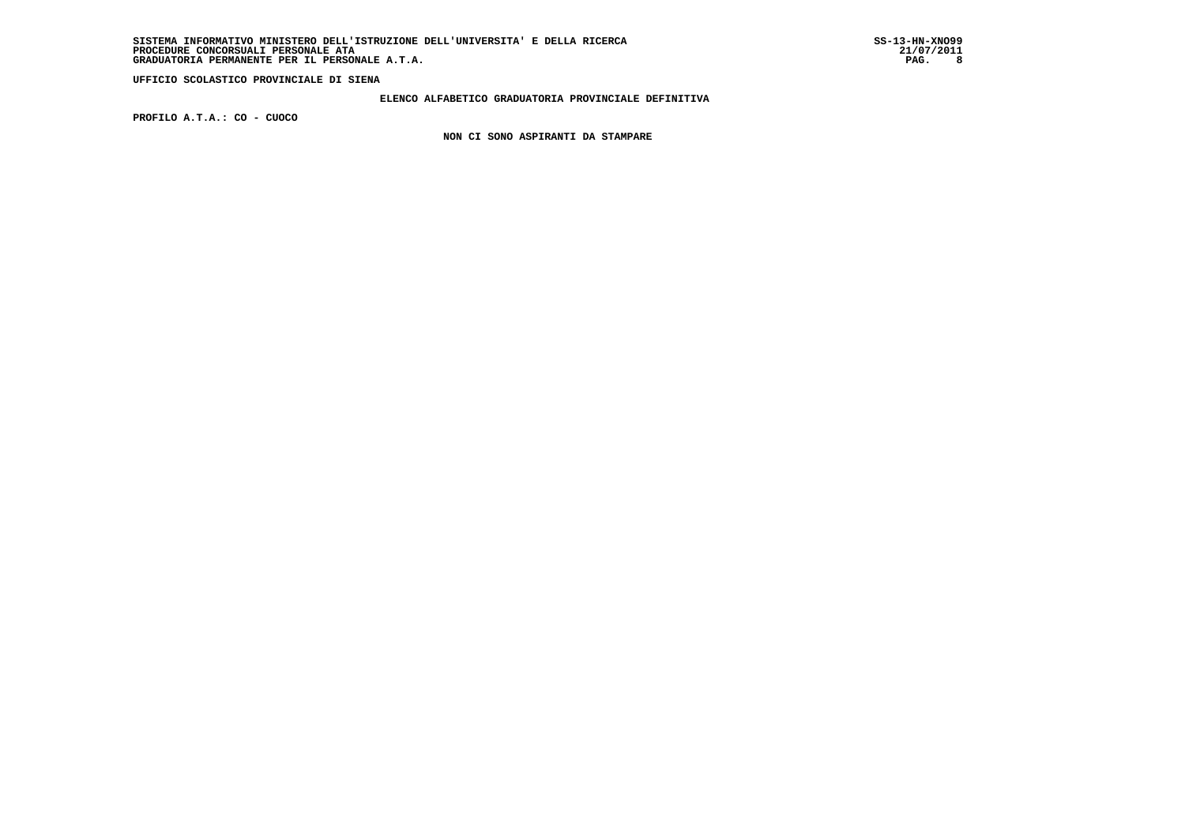UFFICIO SCOLASTICO PROVINCIALE DI SIENA

**ELENCO ALFABETICO GRADUATORIA PROVINCIALE DEFINITIVA**

**PROFILO A.T.A.: CO - CUOCO**

**NON CI SONO ASPIRANTI DA STAMPARE**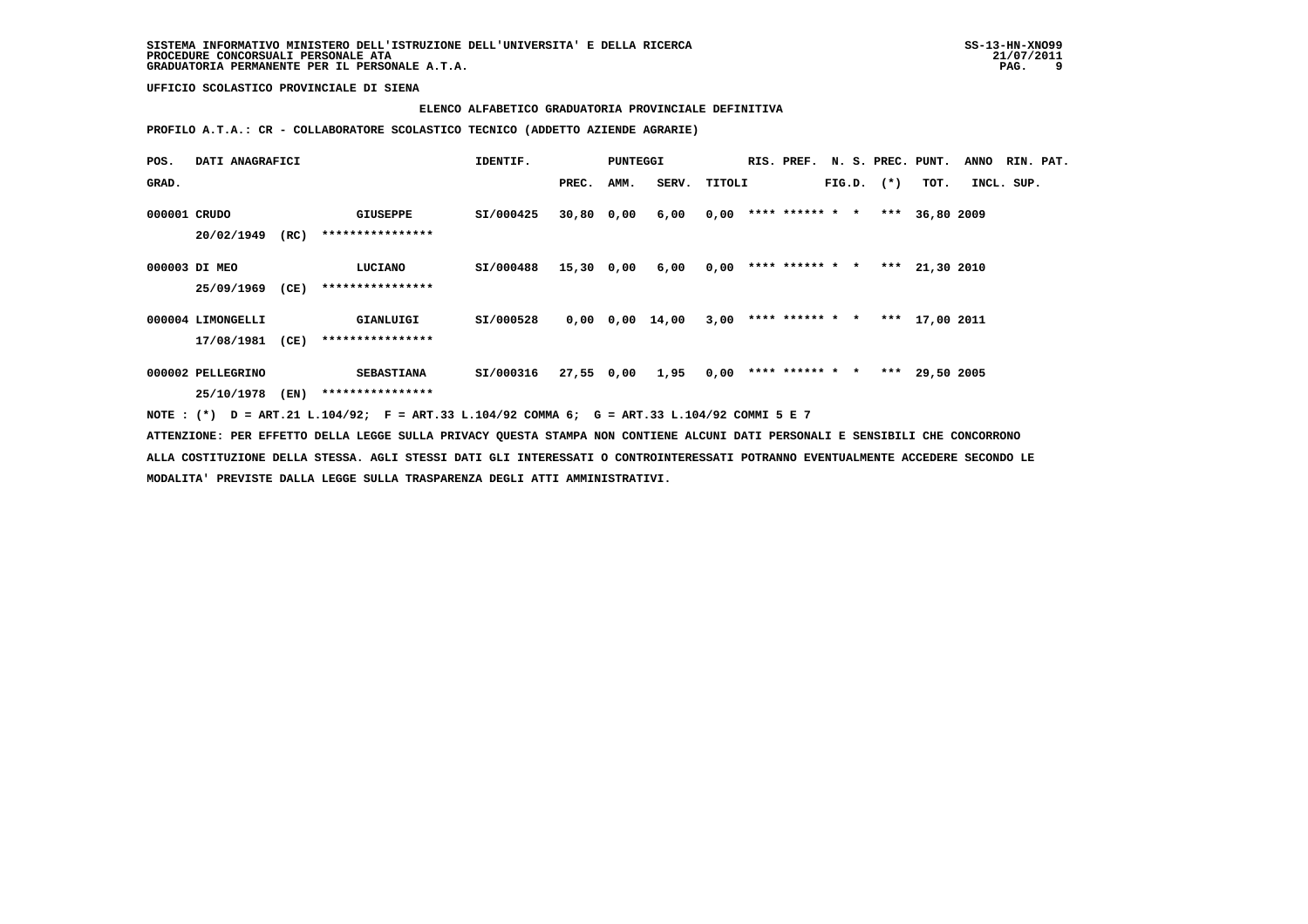SISTEMA INFORMATIVO MINISTERO DELL'ISTRUZIONE DELL'UNIVERSITA' E DELLA RICERCA
PROCEDURE CONCORSUALI PERSONALE ATA
GRADUATORIA PERMANENTE PER IL PERSONALE A.T.A.

SS-13-HN-XNO99
21/07/2011

**UFFICIO SCOLASTICO PROVINCIALE DI SIENA**

**ELENCO ALFABETICO GRADUATORIA PROVINCIALE DEFINITIVA**

**PROFILO A.T.A.: CR - COLLABORATORE SCOLASTICO TECNICO (ADDETTO AZIENDE AGRARIE)**

| POS. GRAD. | DATI ANAGRAFICI | | | IDENTIF. | PUNTEGGI PREC. | AMM. | SERV. | TITOLI | RIS. | PREF. | N. S. FIG.D. | PREC. (*) | PUNT. TOT. | ANNO INCL. | RIN. PAT. SUP. |
|---|---|---|---|---|---|---|---|---|---|---|---|---|---|---|---|
| 000001 | CRUDO | | GIUSEPPE | SI/000425 | 30,80 | 0,00 | 6,00 | 0,00 | **** | ****** | * * | *** | 36,80 | 2009 | |
| | 20/02/1949 | (RC) | **************** | | | | | | | | | | | | |
| 000003 | DI MEO | | LUCIANO | SI/000488 | 15,30 | 0,00 | 6,00 | 0,00 | **** | ****** | * * | *** | 21,30 | 2010 | |
| | 25/09/1969 | (CE) | **************** | | | | | | | | | | | | |
| 000004 | LIMONGELLI | | GIANLUIGI | SI/000528 | 0,00 | 0,00 | 14,00 | 3,00 | **** | ****** | * * | *** | 17,00 | 2011 | |
| | 17/08/1981 | (CE) | **************** | | | | | | | | | | | | |
| 000002 | PELLEGRINO | | SEBASTIANA | SI/000316 | 27,55 | 0,00 | 1,95 | 0,00 | **** | ****** | * * | *** | 29,50 | 2005 | |
| | 25/10/1978 | (EN) | **************** | | | | | | | | | | | | |

NOTE : (*) D = ART.21 L.104/92; F = ART.33 L.104/92 COMMA 6; G = ART.33 L.104/92 COMMI 5 E 7

ATTENZIONE: PER EFFETTO DELLA LEGGE SULLA PRIVACY QUESTA STAMPA NON CONTIENE ALCUNI DATI PERSONALI E SENSIBILI CHE CONCORRONO ALLA COSTITUZIONE DELLA STESSA. AGLI STESSI DATI GLI INTERESSATI O CONTROINTERESSATI POTRANNO EVENTUALMENTE ACCEDERE SECONDO LE MODALITA' PREVISTE DALLA LEGGE SULLA TRASPARENZA DEGLI ATTI AMMINISTRATIVI.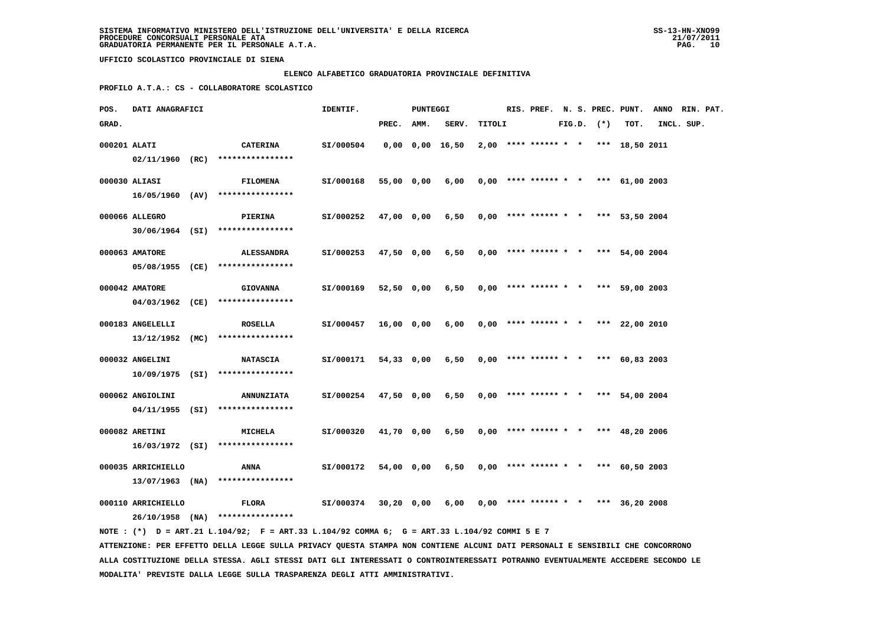UFFICIO SCOLASTICO PROVINCIALE DI SIENA

ELENCO ALFABETICO GRADUATORIA PROVINCIALE DEFINITIVA

PROFILO A.T.A.: CS - COLLABORATORE SCOLASTICO

| POS. GRAD. | DATI ANAGRAFICI | | IDENTIF. | PUNTEGGI PREC. | AMM. | SERV. | TITOLI | RIS. | PREF. | N. S. FIG.D. | PREC. (*) | PUNT. TOT. | ANNO INCL. | RIN. SUP. | PAT. |
|---|---|---|---|---|---|---|---|---|---|---|---|---|---|---|---|
| 000201 | ALATI 02/11/1960 (RC) | CATERINA **************** | SI/000504 | 0,00 | 0,00 | 16,50 | 2,00 | **** | ****** | * * | *** | 18,50 | 2011 | | |
| 000030 | ALIASI 16/05/1960 (AV) | FILOMENA **************** | SI/000168 | 55,00 | 0,00 | 6,00 | 0,00 | **** | ****** | * * | *** | 61,00 | 2003 | | |
| 000066 | ALLEGRO 30/06/1964 (SI) | PIERINA **************** | SI/000252 | 47,00 | 0,00 | 6,50 | 0,00 | **** | ****** | * * | *** | 53,50 | 2004 | | |
| 000063 | AMATORE 05/08/1955 (CE) | ALESSANDRA **************** | SI/000253 | 47,50 | 0,00 | 6,50 | 0,00 | **** | ****** | * * | *** | 54,00 | 2004 | | |
| 000042 | AMATORE 04/03/1962 (CE) | GIOVANNA **************** | SI/000169 | 52,50 | 0,00 | 6,50 | 0,00 | **** | ****** | * * | *** | 59,00 | 2003 | | |
| 000183 | ANGELELLI 13/12/1952 (MC) | ROSELLA **************** | SI/000457 | 16,00 | 0,00 | 6,00 | 0,00 | **** | ****** | * * | *** | 22,00 | 2010 | | |
| 000032 | ANGELINI 10/09/1975 (SI) | NATASCIA **************** | SI/000171 | 54,33 | 0,00 | 6,50 | 0,00 | **** | ****** | * * | *** | 60,83 | 2003 | | |
| 000062 | ANGIOLINI 04/11/1955 (SI) | ANNUNZIATA **************** | SI/000254 | 47,50 | 0,00 | 6,50 | 0,00 | **** | ****** | * * | *** | 54,00 | 2004 | | |
| 000082 | ARETINI 16/03/1972 (SI) | MICHELA **************** | SI/000320 | 41,70 | 0,00 | 6,50 | 0,00 | **** | ****** | * * | *** | 48,20 | 2006 | | |
| 000035 | ARRICHIELLO 13/07/1963 (NA) | ANNA **************** | SI/000172 | 54,00 | 0,00 | 6,50 | 0,00 | **** | ****** | * * | *** | 60,50 | 2003 | | |
| 000110 | ARRICHIELLO 26/10/1958 (NA) | FLORA **************** | SI/000374 | 30,20 | 0,00 | 6,00 | 0,00 | **** | ****** | * * | *** | 36,20 | 2008 | | |

NOTE : (*) D = ART.21 L.104/92; F = ART.33 L.104/92 COMMA 6; G = ART.33 L.104/92 COMMI 5 E 7

ATTENZIONE: PER EFFETTO DELLA LEGGE SULLA PRIVACY QUESTA STAMPA NON CONTIENE ALCUNI DATI PERSONALI E SENSIBILI CHE CONCORRONO ALLA COSTITUZIONE DELLA STESSA. AGLI STESSI DATI GLI INTERESSATI O CONTROINTERESSATI POTRANNO EVENTUALMENTE ACCEDERE SECONDO LE MODALITA' PREVISTE DALLA LEGGE SULLA TRASPARENZA DEGLI ATTI AMMINISTRATIVI.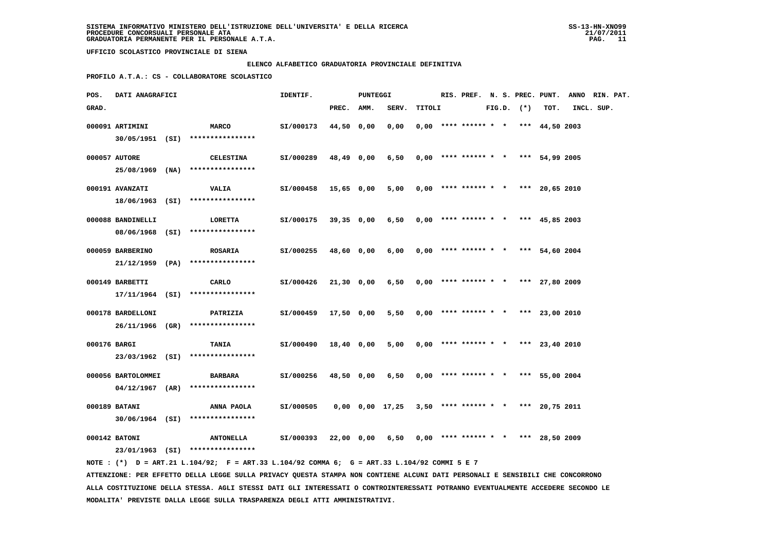SISTEMA INFORMATIVO MINISTERO DELL'ISTRUZIONE DELL'UNIVERSITA' E DELLA RICERCA
PROCEDURE CONCORSUALI PERSONALE ATA
GRADUATORIA PERMANENTE PER IL PERSONALE A.T.A.

UFFICIO SCOLASTICO PROVINCIALE DI SIENA

ELENCO ALFABETICO GRADUATORIA PROVINCIALE DEFINITIVA

PROFILO A.T.A.: CS - COLLABORATORE SCOLASTICO

| POS. GRAD. | DATI ANAGRAFICI | | IDENTIF. | PUNTEGGI PREC. | AMM. | SERV. | TITOLI | RIS. | PREF. | N. S. FIG.D. | PREC. (*) | PUNT. TOT. | ANNO INCL. | RIN. PAT. SUP. |
|---|---|---|---|---|---|---|---|---|---|---|---|---|---|---|
| 000091 | ARTIMINI 30/05/1951 (SI) **************** | MARCO | SI/000173 | 44,50 | 0,00 | 0,00 | 0,00 | **** | ****** | * * | *** | 44,50 | 2003 | |
| 000057 | AUTORE 25/08/1969 (NA) **************** | CELESTINA | SI/000289 | 48,49 | 0,00 | 6,50 | 0,00 | **** | ****** | * * | *** | 54,99 | 2005 | |
| 000191 | AVANZATI 18/06/1963 (SI) **************** | VALIA | SI/000458 | 15,65 | 0,00 | 5,00 | 0,00 | **** | ****** | * * | *** | 20,65 | 2010 | |
| 000088 | BANDINELLI 08/06/1968 (SI) **************** | LORETTA | SI/000175 | 39,35 | 0,00 | 6,50 | 0,00 | **** | ****** | * * | *** | 45,85 | 2003 | |
| 000059 | BARBERINO 21/12/1959 (PA) **************** | ROSARIA | SI/000255 | 48,60 | 0,00 | 6,00 | 0,00 | **** | ****** | * * | *** | 54,60 | 2004 | |
| 000149 | BARBETTI 17/11/1964 (SI) **************** | CARLO | SI/000426 | 21,30 | 0,00 | 6,50 | 0,00 | **** | ****** | * * | *** | 27,80 | 2009 | |
| 000178 | BARDELLONI 26/11/1966 (GR) **************** | PATRIZIA | SI/000459 | 17,50 | 0,00 | 5,50 | 0,00 | **** | ****** | * * | *** | 23,00 | 2010 | |
| 000176 | BARGI 23/03/1962 (SI) **************** | TANIA | SI/000490 | 18,40 | 0,00 | 5,00 | 0,00 | **** | ****** | * * | *** | 23,40 | 2010 | |
| 000056 | BARTOLOMMEI 04/12/1967 (AR) **************** | BARBARA | SI/000256 | 48,50 | 0,00 | 6,50 | 0,00 | **** | ****** | * * | *** | 55,00 | 2004 | |
| 000189 | BATANI 30/06/1964 (SI) **************** | ANNA PAOLA | SI/000505 | 0,00 | 0,00 | 17,25 | 3,50 | **** | ****** | * * | *** | 20,75 | 2011 | |
| 000142 | BATONI 23/01/1963 (SI) **************** | ANTONELLA | SI/000393 | 22,00 | 0,00 | 6,50 | 0,00 | **** | ****** | * * | *** | 28,50 | 2009 | |

NOTE : (*) D = ART.21 L.104/92; F = ART.33 L.104/92 COMMA 6; G = ART.33 L.104/92 COMMI 5 E 7

ATTENZIONE: PER EFFETTO DELLA LEGGE SULLA PRIVACY QUESTA STAMPA NON CONTIENE ALCUNI DATI PERSONALI E SENSIBILI CHE CONCORRONO ALLA COSTITUZIONE DELLA STESSA. AGLI STESSI DATI GLI INTERESSATI O CONTROINTERESSATI POTRANNO EVENTUALMENTE ACCEDERE SECONDO LE MODALITA' PREVISTE DALLA LEGGE SULLA TRASPARENZA DEGLI ATTI AMMINISTRATIVI.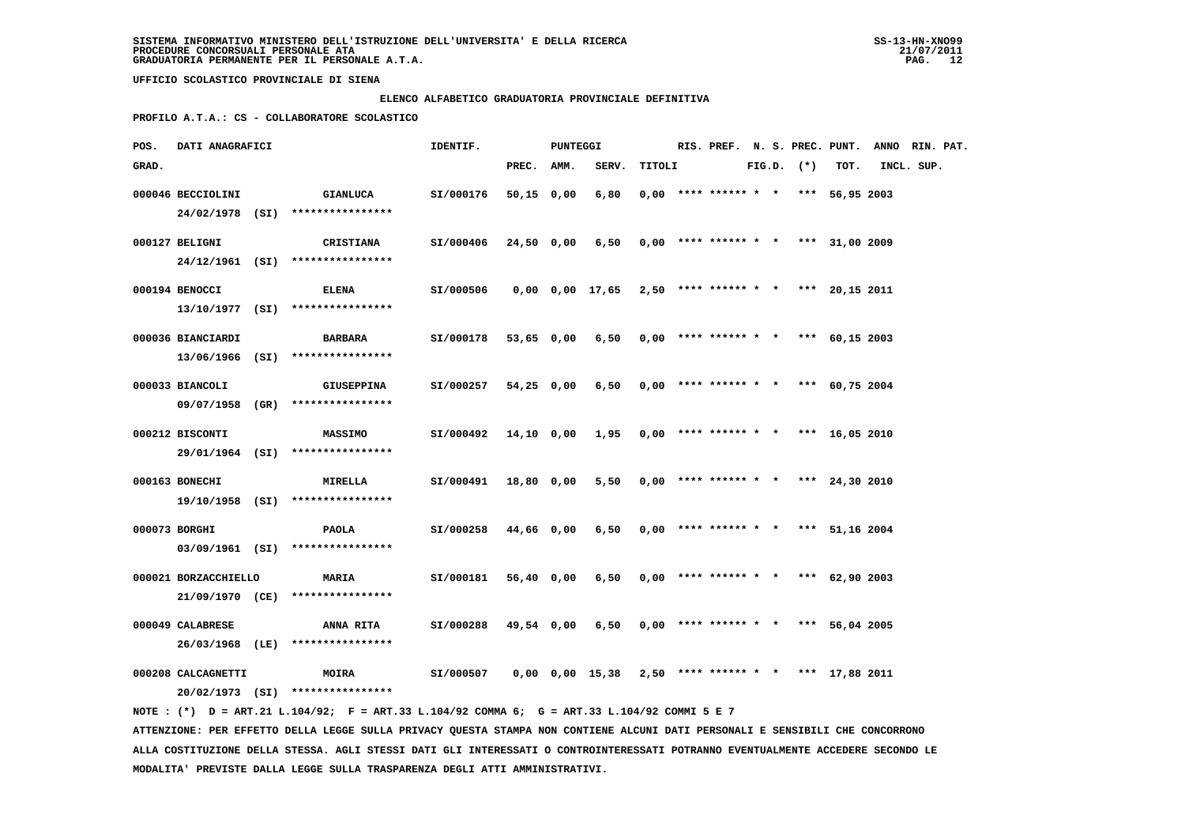SISTEMA INFORMATIVO MINISTERO DELL'ISTRUZIONE DELL'UNIVERSITA' E DELLA RICERCA
PROCEDURE CONCORSUALI PERSONALE ATA
GRADUATORIA PERMANENTE PER IL PERSONALE A.T.A.

UFFICIO SCOLASTICO PROVINCIALE DI SIENA

ELENCO ALFABETICO GRADUATORIA PROVINCIALE DEFINITIVA

PROFILO A.T.A.: CS - COLLABORATORE SCOLASTICO

| POS. GRAD. | DATI ANAGRAFICI | | IDENTIF. | PUNTEGGI PREC. | AMM. | SERV. | TITOLI | RIS. | PREF. | N. S. FIG.D. | PREC. (*) | PUNT. TOT. | ANNO INCL. | RIN. PAT. SUP. |
|---|---|---|---|---|---|---|---|---|---|---|---|---|---|---|
| 000046 | BECCIOLINI 24/02/1978 (SI) | GIANLUCA **************** | SI/000176 | 50,15 | 0,00 | 6,80 | 0,00 | **** | ****** | * * | *** | 56,95 | 2003 | |
| 000127 | BELIGNI 24/12/1961 (SI) | CRISTIANA **************** | SI/000406 | 24,50 | 0,00 | 6,50 | 0,00 | **** | ****** | * * | *** | 31,00 | 2009 | |
| 000194 | BENOCCI 13/10/1977 (SI) | ELENA **************** | SI/000506 | 0,00 | 0,00 | 17,65 | 2,50 | **** | ****** | * * | *** | 20,15 | 2011 | |
| 000036 | BIANCIARDI 13/06/1966 (SI) | BARBARA **************** | SI/000178 | 53,65 | 0,00 | 6,50 | 0,00 | **** | ****** | * * | *** | 60,15 | 2003 | |
| 000033 | BIANCOLI 09/07/1958 (GR) | GIUSEPPINA **************** | SI/000257 | 54,25 | 0,00 | 6,50 | 0,00 | **** | ****** | * * | *** | 60,75 | 2004 | |
| 000212 | BISCONTI 29/01/1964 (SI) | MASSIMO **************** | SI/000492 | 14,10 | 0,00 | 1,95 | 0,00 | **** | ****** | * * | *** | 16,05 | 2010 | |
| 000163 | BONECHI 19/10/1958 (SI) | MIRELLA **************** | SI/000491 | 18,80 | 0,00 | 5,50 | 0,00 | **** | ****** | * * | *** | 24,30 | 2010 | |
| 000073 | BORGHI 03/09/1961 (SI) | PAOLA **************** | SI/000258 | 44,66 | 0,00 | 6,50 | 0,00 | **** | ****** | * * | *** | 51,16 | 2004 | |
| 000021 | BORZACCHIELLO 21/09/1970 (CE) | MARIA **************** | SI/000181 | 56,40 | 0,00 | 6,50 | 0,00 | **** | ****** | * * | *** | 62,90 | 2003 | |
| 000049 | CALABRESE 26/03/1968 (LE) | ANNA RITA **************** | SI/000288 | 49,54 | 0,00 | 6,50 | 0,00 | **** | ****** | * * | *** | 56,04 | 2005 | |
| 000208 | CALCAGNETTI 20/02/1973 (SI) | MOIRA **************** | SI/000507 | 0,00 | 0,00 | 15,38 | 2,50 | **** | ****** | * * | *** | 17,88 | 2011 | |

NOTE : (*) D = ART.21 L.104/92; F = ART.33 L.104/92 COMMA 6; G = ART.33 L.104/92 COMMI 5 E 7

ATTENZIONE: PER EFFETTO DELLA LEGGE SULLA PRIVACY QUESTA STAMPA NON CONTIENE ALCUNI DATI PERSONALI E SENSIBILI CHE CONCORRONO ALLA COSTITUZIONE DELLA STESSA. AGLI STESSI DATI GLI INTERESSATI O CONTROINTERESSATI POTRANNO EVENTUALMENTE ACCEDERE SECONDO LE MODALITA' PREVISTE DALLA LEGGE SULLA TRASPARENZA DEGLI ATTI AMMINISTRATIVI.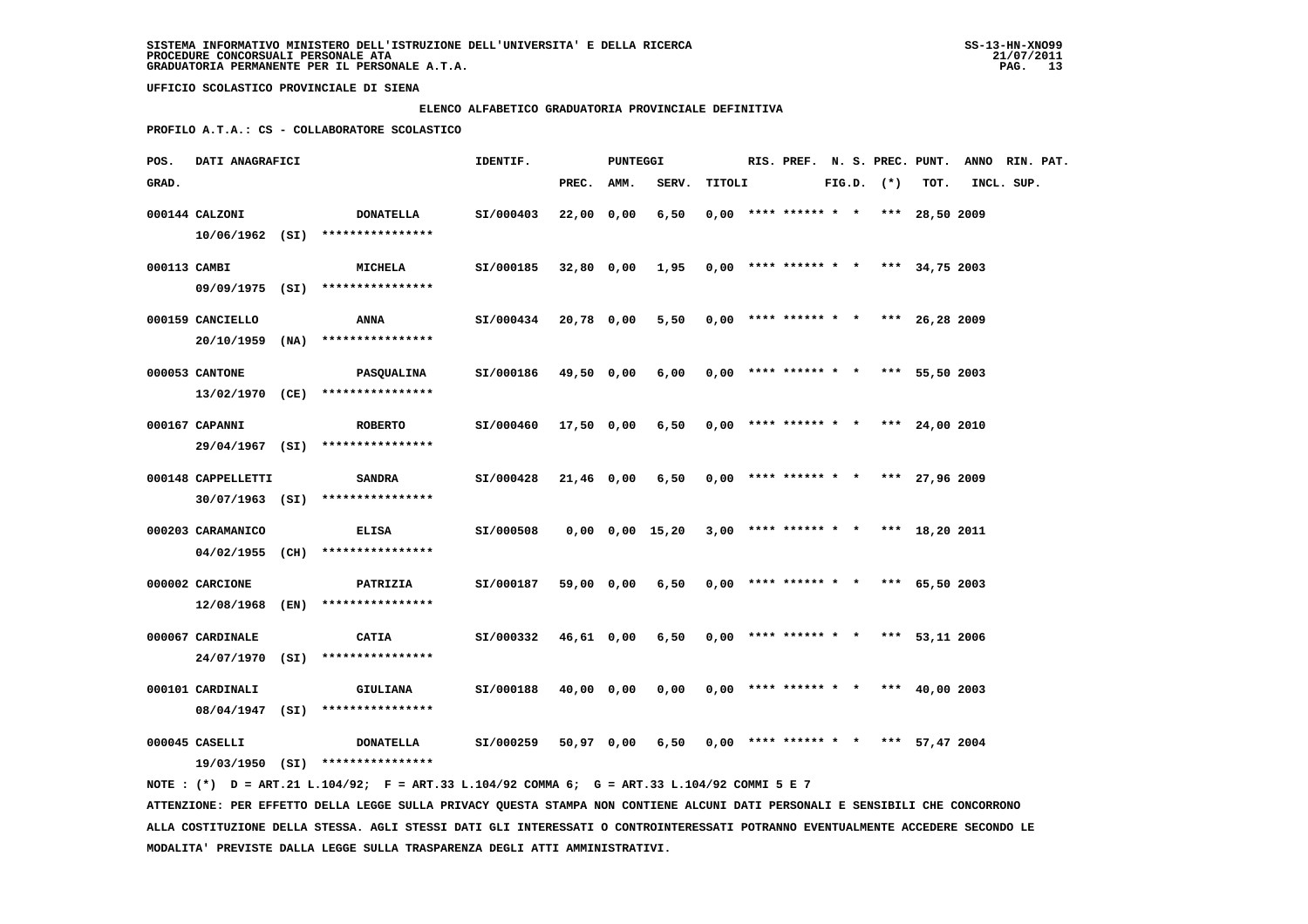SISTEMA INFORMATIVO MINISTERO DELL'ISTRUZIONE DELL'UNIVERSITA' E DELLA RICERCA
PROCEDURE CONCORSUALI PERSONALE ATA
GRADUATORIA PERMANENTE PER IL PERSONALE A.T.A.

UFFICIO SCOLASTICO PROVINCIALE DI SIENA

## ELENCO ALFABETICO GRADUATORIA PROVINCIALE DEFINITIVA

**PROFILO A.T.A.: CS - COLLABORATORE SCOLASTICO**

| POS. GRAD. | DATI ANAGRAFICI | | IDENTIF. | PUNTEGGI PREC. | AMM. | SERV. | TITOLI | RIS. | PREF. | N. S. FIG.D. | PREC. (*) | PUNT. TOT. | ANNO INCL. | RIN. PAT. SUP. |
|---|---|---|---|---|---|---|---|---|---|---|---|---|---|---|
| 000144 | CALZONI 10/06/1962 (SI) | DONATELLA **************** | SI/000403 | 22,00 | 0,00 | 6,50 | 0,00 | **** | ****** | * * | *** | 28,50 | 2009 | |
| 000113 | CAMBI 09/09/1975 (SI) | MICHELA **************** | SI/000185 | 32,80 | 0,00 | 1,95 | 0,00 | **** | ****** | * * | *** | 34,75 | 2003 | |
| 000159 | CANCIELLO 20/10/1959 (NA) | ANNA **************** | SI/000434 | 20,78 | 0,00 | 5,50 | 0,00 | **** | ****** | * * | *** | 26,28 | 2009 | |
| 000053 | CANTONE 13/02/1970 (CE) | PASQUALINA **************** | SI/000186 | 49,50 | 0,00 | 6,00 | 0,00 | **** | ****** | * * | *** | 55,50 | 2003 | |
| 000167 | CAPANNI 29/04/1967 (SI) | ROBERTO **************** | SI/000460 | 17,50 | 0,00 | 6,50 | 0,00 | **** | ****** | * * | *** | 24,00 | 2010 | |
| 000148 | CAPPELLETTI 30/07/1963 (SI) | SANDRA **************** | SI/000428 | 21,46 | 0,00 | 6,50 | 0,00 | **** | ****** | * * | *** | 27,96 | 2009 | |
| 000203 | CARAMANICO 04/02/1955 (CH) | ELISA **************** | SI/000508 | 0,00 | 0,00 | 15,20 | 3,00 | **** | ****** | * * | *** | 18,20 | 2011 | |
| 000002 | CARCIONE 12/08/1968 (EN) | PATRIZIA **************** | SI/000187 | 59,00 | 0,00 | 6,50 | 0,00 | **** | ****** | * * | *** | 65,50 | 2003 | |
| 000067 | CARDINALE 24/07/1970 (SI) | CATIA **************** | SI/000332 | 46,61 | 0,00 | 6,50 | 0,00 | **** | ****** | * * | *** | 53,11 | 2006 | |
| 000101 | CARDINALI 08/04/1947 (SI) | GIULIANA **************** | SI/000188 | 40,00 | 0,00 | 0,00 | 0,00 | **** | ****** | * * | *** | 40,00 | 2003 | |
| 000045 | CASELLI 19/03/1950 (SI) | DONATELLA **************** | SI/000259 | 50,97 | 0,00 | 6,50 | 0,00 | **** | ****** | * * | *** | 57,47 | 2004 | |

NOTE : (*) D = ART.21 L.104/92; F = ART.33 L.104/92 COMMA 6; G = ART.33 L.104/92 COMMI 5 E 7

ATTENZIONE: PER EFFETTO DELLA LEGGE SULLA PRIVACY QUESTA STAMPA NON CONTIENE ALCUNI DATI PERSONALI E SENSIBILI CHE CONCORRONO ALLA COSTITUZIONE DELLA STESSA. AGLI STESSI DATI GLI INTERESSATI O CONTROINTERESSATI POTRANNO EVENTUALMENTE ACCEDERE SECONDO LE MODALITA' PREVISTE DALLA LEGGE SULLA TRASPARENZA DEGLI ATTI AMMINISTRATIVI.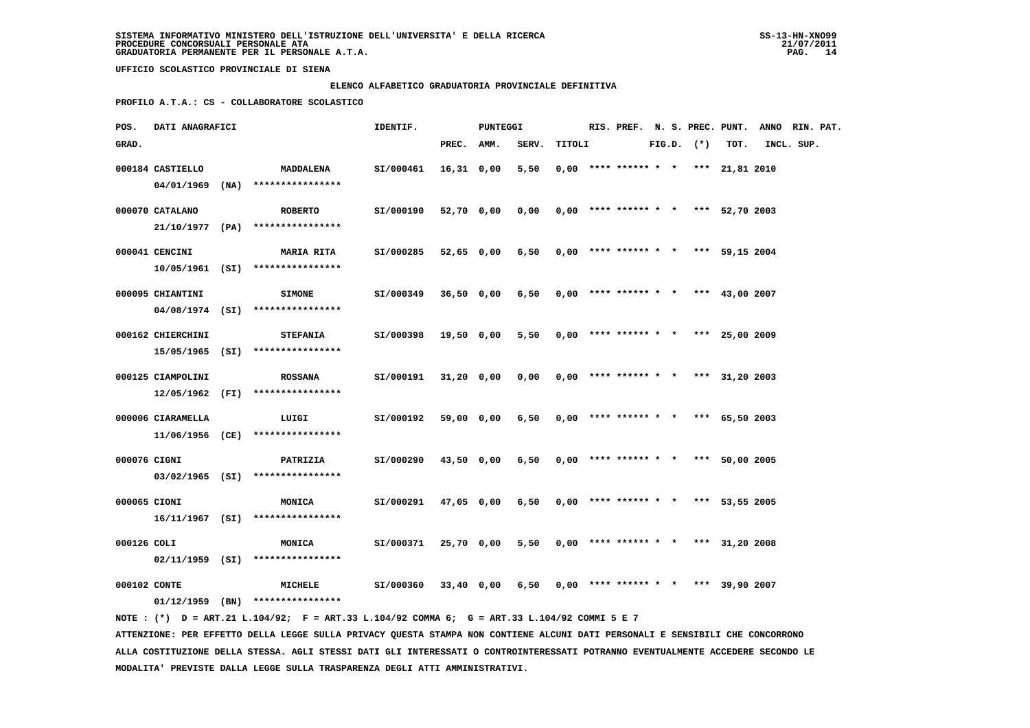SISTEMA INFORMATIVO MINISTERO DELL'ISTRUZIONE DELL'UNIVERSITA' E DELLA RICERCA
PROCEDURE CONCORSUALI PERSONALE ATA
GRADUATORIA PERMANENTE PER IL PERSONALE A.T.A.

UFFICIO SCOLASTICO PROVINCIALE DI SIENA

**ELENCO ALFABETICO GRADUATORIA PROVINCIALE DEFINITIVA**

**PROFILO A.T.A.: CS - COLLABORATORE SCOLASTICO**

| POS. GRAD. | DATI ANAGRAFICI | | IDENTIF. | PUNTEGGI PREC. | AMM. | SERV. | TITOLI | RIS. | PREF. | N. S. FIG.D. | PREC. (*) | PUNT. TOT. | ANNO INCL. | RIN. SUP. | PAT. |
|---|---|---|---|---|---|---|---|---|---|---|---|---|---|---|---|
| 000184 | CASTIELLO 04/01/1969 (NA) | MADDALENA **************** | SI/000461 | 16,31 | 0,00 | 5,50 | 0,00 | **** | ****** | * * | *** | 21,81 | 2010 | | |
| 000070 | CATALANO 21/10/1977 (PA) | ROBERTO **************** | SI/000190 | 52,70 | 0,00 | 0,00 | 0,00 | **** | ****** | * * | *** | 52,70 | 2003 | | |
| 000041 | CENCINI 10/05/1961 (SI) | MARIA RITA **************** | SI/000285 | 52,65 | 0,00 | 6,50 | 0,00 | **** | ****** | * * | *** | 59,15 | 2004 | | |
| 000095 | CHIANTINI 04/08/1974 (SI) | SIMONE **************** | SI/000349 | 36,50 | 0,00 | 6,50 | 0,00 | **** | ****** | * * | *** | 43,00 | 2007 | | |
| 000162 | CHIERCHINI 15/05/1965 (SI) | STEFANIA **************** | SI/000398 | 19,50 | 0,00 | 5,50 | 0,00 | **** | ****** | * * | *** | 25,00 | 2009 | | |
| 000125 | CIAMPOLINI 12/05/1962 (FI) | ROSSANA **************** | SI/000191 | 31,20 | 0,00 | 0,00 | 0,00 | **** | ****** | * * | *** | 31,20 | 2003 | | |
| 000006 | CIARAMELLA 11/06/1956 (CE) | LUIGI **************** | SI/000192 | 59,00 | 0,00 | 6,50 | 0,00 | **** | ****** | * * | *** | 65,50 | 2003 | | |
| 000076 | CIGNI 03/02/1965 (SI) | PATRIZIA **************** | SI/000290 | 43,50 | 0,00 | 6,50 | 0,00 | **** | ****** | * * | *** | 50,00 | 2005 | | |
| 000065 | CIONI 16/11/1967 (SI) | MONICA **************** | SI/000291 | 47,05 | 0,00 | 6,50 | 0,00 | **** | ****** | * * | *** | 53,55 | 2005 | | |
| 000126 | COLI 02/11/1959 (SI) | MONICA **************** | SI/000371 | 25,70 | 0,00 | 5,50 | 0,00 | **** | ****** | * * | *** | 31,20 | 2008 | | |
| 000102 | CONTE 01/12/1959 (BN) | MICHELE **************** | SI/000360 | 33,40 | 0,00 | 6,50 | 0,00 | **** | ****** | * * | *** | 39,90 | 2007 | | |

NOTE : (*) D = ART.21 L.104/92; F = ART.33 L.104/92 COMMA 6; G = ART.33 L.104/92 COMMI 5 E 7

ATTENZIONE: PER EFFETTO DELLA LEGGE SULLA PRIVACY QUESTA STAMPA NON CONTIENE ALCUNI DATI PERSONALI E SENSIBILI CHE CONCORRONO ALLA COSTITUZIONE DELLA STESSA. AGLI STESSI DATI GLI INTERESSATI O CONTROINTERESSATI POTRANNO EVENTUALMENTE ACCEDERE SECONDO LE MODALITA' PREVISTE DALLA LEGGE SULLA TRASPARENZA DEGLI ATTI AMMINISTRATIVI.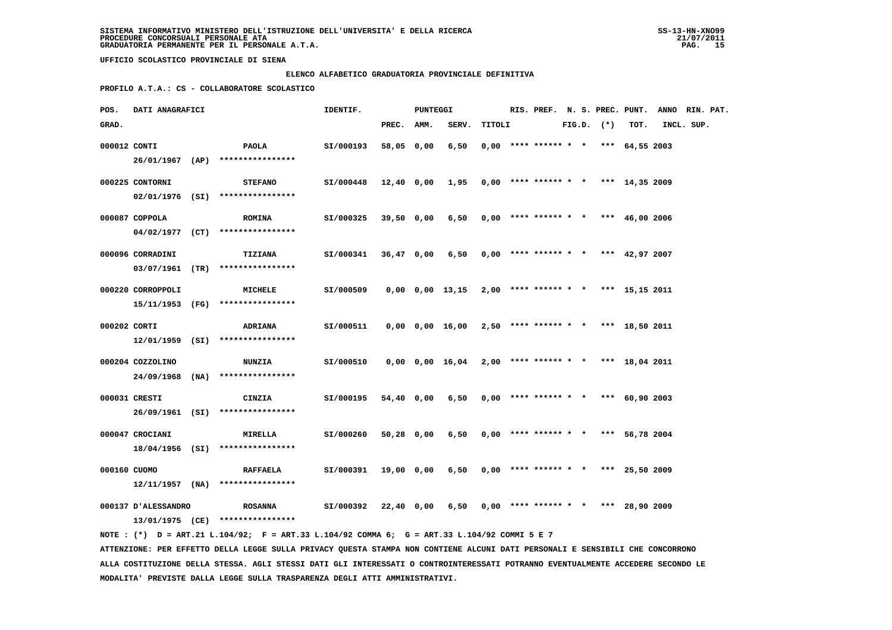SISTEMA INFORMATIVO MINISTERO DELL'ISTRUZIONE DELL'UNIVERSITA' E DELLA RICERCA
PROCEDURE CONCORSUALI PERSONALE ATA
GRADUATORIA PERMANENTE PER IL PERSONALE A.T.A.

UFFICIO SCOLASTICO PROVINCIALE DI SIENA

ELENCO ALFABETICO GRADUATORIA PROVINCIALE DEFINITIVA

PROFILO A.T.A.: CS - COLLABORATORE SCOLASTICO

| POS. GRAD. | DATI ANAGRAFICI | | IDENTIF. | PUNTEGGI PREC. | AMM. | SERV. | TITOLI | RIS. | PREF. | N. S. FIG.D. | PREC. (*) | PUNT. TOT. | ANNO INCL. | RIN. PAT. SUP. |
|---|---|---|---|---|---|---|---|---|---|---|---|---|---|---|
| 000012 | CONTI 26/01/1967 (AP) **************** | PAOLA | SI/000193 | 58,05 | 0,00 | 6,50 | 0,00 | **** | ****** | * * | *** | 64,55 | 2003 | |
| 000225 | CONTORNI 02/01/1976 (SI) **************** | STEFANO | SI/000448 | 12,40 | 0,00 | 1,95 | 0,00 | **** | ****** | * * | *** | 14,35 | 2009 | |
| 000087 | COPPOLA 04/02/1977 (CT) **************** | ROMINA | SI/000325 | 39,50 | 0,00 | 6,50 | 0,00 | **** | ****** | * * | *** | 46,00 | 2006 | |
| 000096 | CORRADINI 03/07/1961 (TR) **************** | TIZIANA | SI/000341 | 36,47 | 0,00 | 6,50 | 0,00 | **** | ****** | * * | *** | 42,97 | 2007 | |
| 000220 | CORROPPOLI 15/11/1953 (FG) **************** | MICHELE | SI/000509 | 0,00 | 0,00 | 13,15 | 2,00 | **** | ****** | * * | *** | 15,15 | 2011 | |
| 000202 | CORTI 12/01/1959 (SI) **************** | ADRIANA | SI/000511 | 0,00 | 0,00 | 16,00 | 2,50 | **** | ****** | * * | *** | 18,50 | 2011 | |
| 000204 | COZZOLINO 24/09/1968 (NA) **************** | NUNZIA | SI/000510 | 0,00 | 0,00 | 16,04 | 2,00 | **** | ****** | * * | *** | 18,04 | 2011 | |
| 000031 | CRESTI 26/09/1961 (SI) **************** | CINZIA | SI/000195 | 54,40 | 0,00 | 6,50 | 0,00 | **** | ****** | * * | *** | 60,90 | 2003 | |
| 000047 | CROCIANI 18/04/1956 (SI) **************** | MIRELLA | SI/000260 | 50,28 | 0,00 | 6,50 | 0,00 | **** | ****** | * * | *** | 56,78 | 2004 | |
| 000160 | CUOMO 12/11/1957 (NA) **************** | RAFFAELA | SI/000391 | 19,00 | 0,00 | 6,50 | 0,00 | **** | ****** | * * | *** | 25,50 | 2009 | |
| 000137 | D'ALESSANDRO 13/01/1975 (CE) **************** | ROSANNA | SI/000392 | 22,40 | 0,00 | 6,50 | 0,00 | **** | ****** | * * | *** | 28,90 | 2009 | |

NOTE : (*) D = ART.21 L.104/92; F = ART.33 L.104/92 COMMA 6; G = ART.33 L.104/92 COMMI 5 E 7

ATTENZIONE: PER EFFETTO DELLA LEGGE SULLA PRIVACY QUESTA STAMPA NON CONTIENE ALCUNI DATI PERSONALI E SENSIBILI CHE CONCORRONO ALLA COSTITUZIONE DELLA STESSA. AGLI STESSI DATI GLI INTERESSATI O CONTROINTERESSATI POTRANNO EVENTUALMENTE ACCEDERE SECONDO LE MODALITA' PREVISTE DALLA LEGGE SULLA TRASPARENZA DEGLI ATTI AMMINISTRATIVI.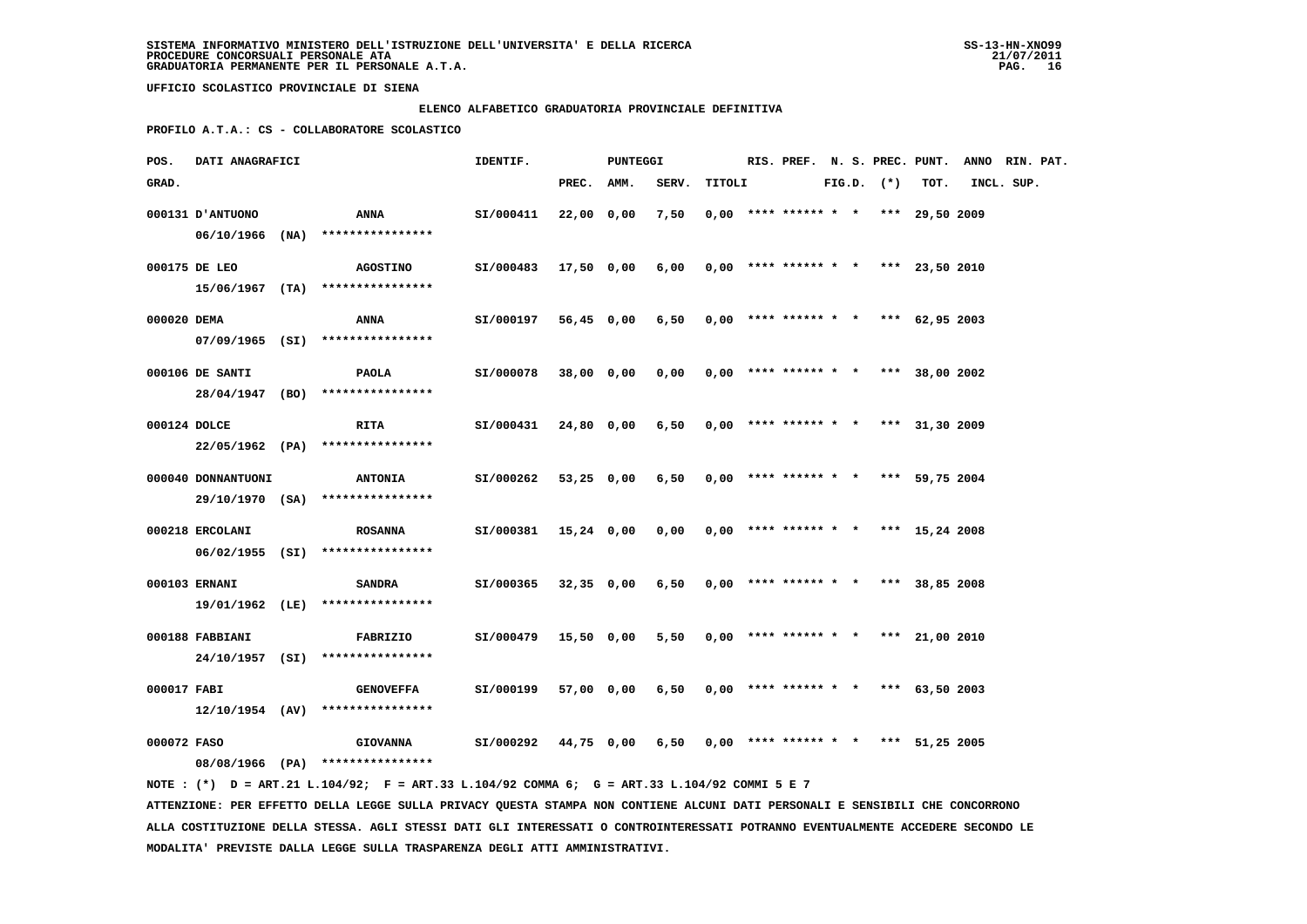SISTEMA INFORMATIVO MINISTERO DELL'ISTRUZIONE DELL'UNIVERSITA' E DELLA RICERCA
PROCEDURE CONCORSUALI PERSONALE ATA
GRADUATORIA PERMANENTE PER IL PERSONALE A.T.A.

SS-13-HN-XNO99
21/07/2011

UFFICIO SCOLASTICO PROVINCIALE DI SIENA

ELENCO ALFABETICO GRADUATORIA PROVINCIALE DEFINITIVA

PROFILO A.T.A.: CS - COLLABORATORE SCOLASTICO

| POS. GRAD. | DATI ANAGRAFICI | | IDENTIF. | PUNTEGGI PREC. | AMM. | SERV. | TITOLI | RIS. | PREF. | N. S. FIG.D. | PREC. (*) | PUNT. TOT. | ANNO INCL. | RIN. PAT. SUP. |
|---|---|---|---|---|---|---|---|---|---|---|---|---|---|---|
| 000131 | D'ANTUONO 06/10/1966 (NA) | ANNA **************** | SI/000411 | 22,00 | 0,00 | 7,50 | 0,00 | **** | ****** | * * | *** | 29,50 | 2009 | |
| 000175 | DE LEO 15/06/1967 (TA) | AGOSTINO **************** | SI/000483 | 17,50 | 0,00 | 6,00 | 0,00 | **** | ****** | * * | *** | 23,50 | 2010 | |
| 000020 | DEMA 07/09/1965 (SI) | ANNA **************** | SI/000197 | 56,45 | 0,00 | 6,50 | 0,00 | **** | ****** | * * | *** | 62,95 | 2003 | |
| 000106 | DE SANTI 28/04/1947 (BO) | PAOLA **************** | SI/000078 | 38,00 | 0,00 | 0,00 | 0,00 | **** | ****** | * * | *** | 38,00 | 2002 | |
| 000124 | DOLCE 22/05/1962 (PA) | RITA **************** | SI/000431 | 24,80 | 0,00 | 6,50 | 0,00 | **** | ****** | * * | *** | 31,30 | 2009 | |
| 000040 | DONNANTUONI 29/10/1970 (SA) | ANTONIA **************** | SI/000262 | 53,25 | 0,00 | 6,50 | 0,00 | **** | ****** | * * | *** | 59,75 | 2004 | |
| 000218 | ERCOLANI 06/02/1955 (SI) | ROSANNA **************** | SI/000381 | 15,24 | 0,00 | 0,00 | 0,00 | **** | ****** | * * | *** | 15,24 | 2008 | |
| 000103 | ERNANI 19/01/1962 (LE) | SANDRA **************** | SI/000365 | 32,35 | 0,00 | 6,50 | 0,00 | **** | ****** | * * | *** | 38,85 | 2008 | |
| 000188 | FABBIANI 24/10/1957 (SI) | FABRIZIO **************** | SI/000479 | 15,50 | 0,00 | 5,50 | 0,00 | **** | ****** | * * | *** | 21,00 | 2010 | |
| 000017 | FABI 12/10/1954 (AV) | GENOVEFFA **************** | SI/000199 | 57,00 | 0,00 | 6,50 | 0,00 | **** | ****** | * * | *** | 63,50 | 2003 | |
| 000072 | FASO 08/08/1966 (PA) | GIOVANNA **************** | SI/000292 | 44,75 | 0,00 | 6,50 | 0,00 | **** | ****** | * * | *** | 51,25 | 2005 | |

NOTE : (*) D = ART.21 L.104/92; F = ART.33 L.104/92 COMMA 6; G = ART.33 L.104/92 COMMI 5 E 7

ATTENZIONE: PER EFFETTO DELLA LEGGE SULLA PRIVACY QUESTA STAMPA NON CONTIENE ALCUNI DATI PERSONALI E SENSIBILI CHE CONCORRONO ALLA COSTITUZIONE DELLA STESSA. AGLI STESSI DATI GLI INTERESSATI O CONTROINTERESSATI POTRANNO EVENTUALMENTE ACCEDERE SECONDO LE MODALITA' PREVISTE DALLA LEGGE SULLA TRASPARENZA DEGLI ATTI AMMINISTRATIVI.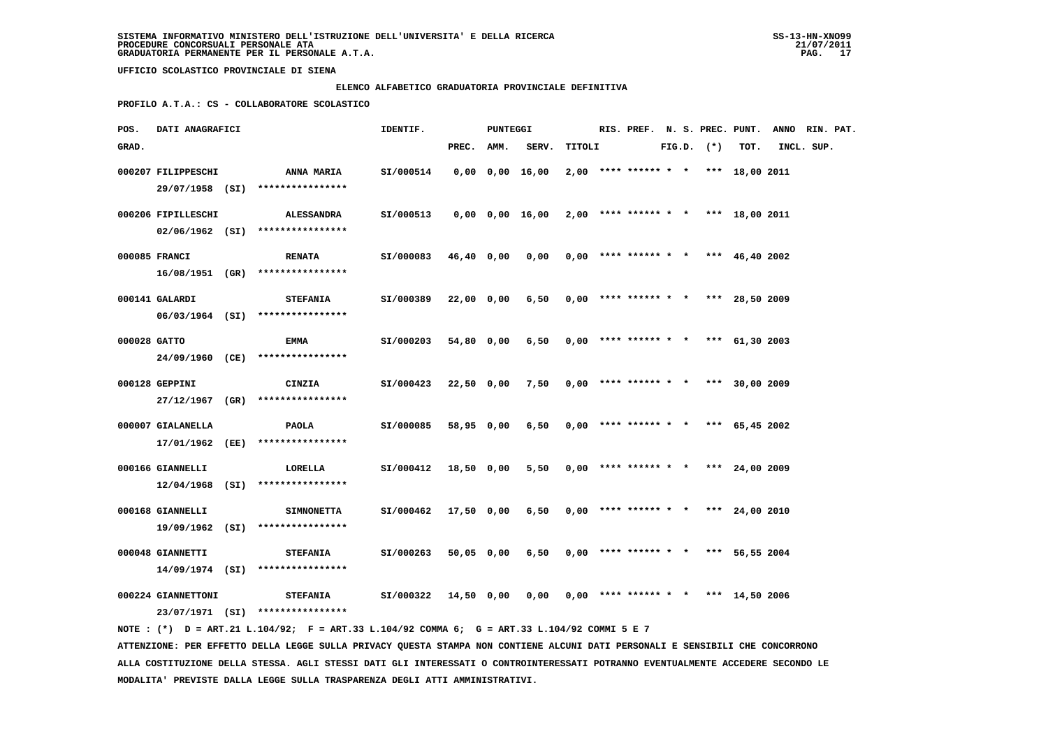SISTEMA INFORMATIVO MINISTERO DELL'ISTRUZIONE DELL'UNIVERSITA' E DELLA RICERCA
PROCEDURE CONCORSUALI PERSONALE ATA
GRADUATORIA PERMANENTE PER IL PERSONALE A.T.A.

UFFICIO SCOLASTICO PROVINCIALE DI SIENA

ELENCO ALFABETICO GRADUATORIA PROVINCIALE DEFINITIVA

PROFILO A.T.A.: CS - COLLABORATORE SCOLASTICO

| POS. GRAD. | DATI ANAGRAFICI | | IDENTIF. | PUNTEGGI PREC. | AMM. | SERV. | TITOLI | RIS. | PREF. | N. S. FIG.D. | PREC. (*) | PUNT. TOT. | ANNO INCL. | RIN. SUP. | PAT. |
|---|---|---|---|---|---|---|---|---|---|---|---|---|---|---|---|
| 000207 | FILIPPESCHI 29/07/1958 (SI) | ANNA MARIA **************** | SI/000514 | 0,00 | 0,00 | 16,00 | 2,00 | **** | ****** | * * | *** | 18,00 | 2011 | | |
| 000206 | FIPILLESCHI 02/06/1962 (SI) | ALESSANDRA **************** | SI/000513 | 0,00 | 0,00 | 16,00 | 2,00 | **** | ****** | * * | *** | 18,00 | 2011 | | |
| 000085 | FRANCI 16/08/1951 (GR) | RENATA **************** | SI/000083 | 46,40 | 0,00 | 0,00 | 0,00 | **** | ****** | * * | *** | 46,40 | 2002 | | |
| 000141 | GALARDI 06/03/1964 (SI) | STEFANIA **************** | SI/000389 | 22,00 | 0,00 | 6,50 | 0,00 | **** | ****** | * * | *** | 28,50 | 2009 | | |
| 000028 | GATTO 24/09/1960 (CE) | EMMA **************** | SI/000203 | 54,80 | 0,00 | 6,50 | 0,00 | **** | ****** | * * | *** | 61,30 | 2003 | | |
| 000128 | GEPPINI 27/12/1967 (GR) | CINZIA **************** | SI/000423 | 22,50 | 0,00 | 7,50 | 0,00 | **** | ****** | * * | *** | 30,00 | 2009 | | |
| 000007 | GIALANELLA 17/01/1962 (EE) | PAOLA **************** | SI/000085 | 58,95 | 0,00 | 6,50 | 0,00 | **** | ****** | * * | *** | 65,45 | 2002 | | |
| 000166 | GIANNELLI 12/04/1968 (SI) | LORELLA **************** | SI/000412 | 18,50 | 0,00 | 5,50 | 0,00 | **** | ****** | * * | *** | 24,00 | 2009 | | |
| 000168 | GIANNELLI 19/09/1962 (SI) | SIMNONETTA **************** | SI/000462 | 17,50 | 0,00 | 6,50 | 0,00 | **** | ****** | * * | *** | 24,00 | 2010 | | |
| 000048 | GIANNETTI 14/09/1974 (SI) | STEFANIA **************** | SI/000263 | 50,05 | 0,00 | 6,50 | 0,00 | **** | ****** | * * | *** | 56,55 | 2004 | | |
| 000224 | GIANNETTONI 23/07/1971 (SI) | STEFANIA **************** | SI/000322 | 14,50 | 0,00 | 0,00 | 0,00 | **** | ****** | * * | *** | 14,50 | 2006 | | |

NOTE : (*) D = ART.21 L.104/92; F = ART.33 L.104/92 COMMA 6; G = ART.33 L.104/92 COMMI 5 E 7

ATTENZIONE: PER EFFETTO DELLA LEGGE SULLA PRIVACY QUESTA STAMPA NON CONTIENE ALCUNI DATI PERSONALI E SENSIBILI CHE CONCORRONO ALLA COSTITUZIONE DELLA STESSA. AGLI STESSI DATI GLI INTERESSATI O CONTROINTERESSATI POTRANNO EVENTUALMENTE ACCEDERE SECONDO LE MODALITA' PREVISTE DALLA LEGGE SULLA TRASPARENZA DEGLI ATTI AMMINISTRATIVI.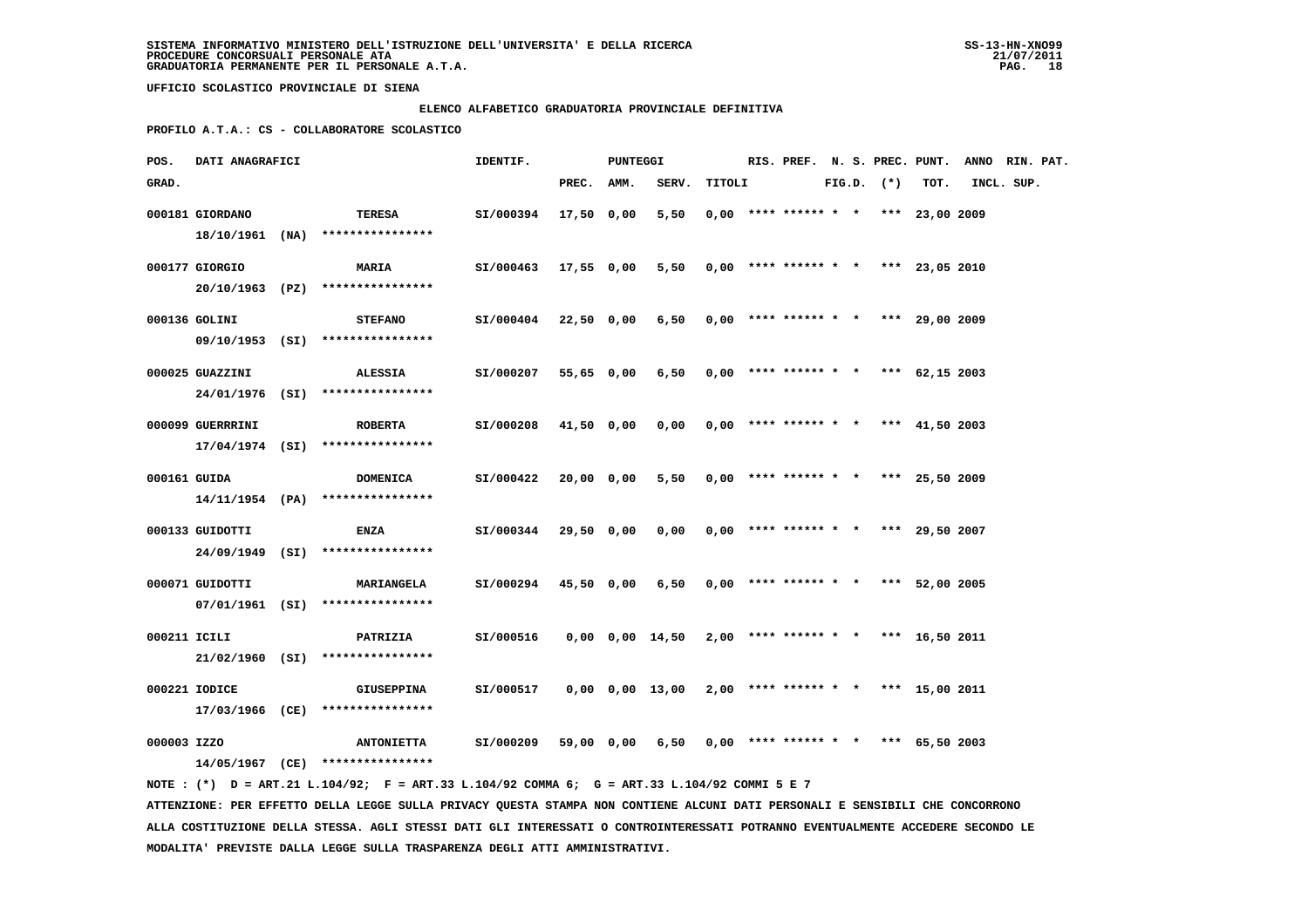SISTEMA INFORMATIVO MINISTERO DELL'ISTRUZIONE DELL'UNIVERSITA' E DELLA RICERCA
PROCEDURE CONCORSUALI PERSONALE ATA
GRADUATORIA PERMANENTE PER IL PERSONALE A.T.A.

UFFICIO SCOLASTICO PROVINCIALE DI SIENA

**ELENCO ALFABETICO GRADUATORIA PROVINCIALE DEFINITIVA**

**PROFILO A.T.A.: CS - COLLABORATORE SCOLASTICO**

| POS. GRAD. | DATI ANAGRAFICI | | IDENTIF. | PUNTEGGI PREC. | AMM. | SERV. | TITOLI | RIS. | PREF. | N. S. FIG.D. | PREC. (*) | PUNT. TOT. | ANNO INCL. | RIN. PAT. SUP. |
|---|---|---|---|---|---|---|---|---|---|---|---|---|---|---|
| 000181 | GIORDANO 18/10/1961 (NA) | TERESA **************** | SI/000394 | 17,50 | 0,00 | 5,50 | 0,00 | **** | ****** | * * | *** | 23,00 | 2009 | |
| 000177 | GIORGIO 20/10/1963 (PZ) | MARIA **************** | SI/000463 | 17,55 | 0,00 | 5,50 | 0,00 | **** | ****** | * * | *** | 23,05 | 2010 | |
| 000136 | GOLINI 09/10/1953 (SI) | STEFANO **************** | SI/000404 | 22,50 | 0,00 | 6,50 | 0,00 | **** | ****** | * * | *** | 29,00 | 2009 | |
| 000025 | GUAZZINI 24/01/1976 (SI) | ALESSIA **************** | SI/000207 | 55,65 | 0,00 | 6,50 | 0,00 | **** | ****** | * * | *** | 62,15 | 2003 | |
| 000099 | GUERRRINI 17/04/1974 (SI) | ROBERTA **************** | SI/000208 | 41,50 | 0,00 | 0,00 | 0,00 | **** | ****** | * * | *** | 41,50 | 2003 | |
| 000161 | GUIDA 14/11/1954 (PA) | DOMENICA **************** | SI/000422 | 20,00 | 0,00 | 5,50 | 0,00 | **** | ****** | * * | *** | 25,50 | 2009 | |
| 000133 | GUIDOTTI 24/09/1949 (SI) | ENZA **************** | SI/000344 | 29,50 | 0,00 | 0,00 | 0,00 | **** | ****** | * * | *** | 29,50 | 2007 | |
| 000071 | GUIDOTTI 07/01/1961 (SI) | MARIANGELA **************** | SI/000294 | 45,50 | 0,00 | 6,50 | 0,00 | **** | ****** | * * | *** | 52,00 | 2005 | |
| 000211 | ICILI 21/02/1960 (SI) | PATRIZIA **************** | SI/000516 | 0,00 | 0,00 | 14,50 | 2,00 | **** | ****** | * * | *** | 16,50 | 2011 | |
| 000221 | IODICE 17/03/1966 (CE) | GIUSEPPINA **************** | SI/000517 | 0,00 | 0,00 | 13,00 | 2,00 | **** | ****** | * * | *** | 15,00 | 2011 | |
| 000003 | IZZO 14/05/1967 (CE) | ANTONIETTA **************** | SI/000209 | 59,00 | 0,00 | 6,50 | 0,00 | **** | ****** | * * | *** | 65,50 | 2003 | |

NOTE : (*) D = ART.21 L.104/92; F = ART.33 L.104/92 COMMA 6; G = ART.33 L.104/92 COMMI 5 E 7

ATTENZIONE: PER EFFETTO DELLA LEGGE SULLA PRIVACY QUESTA STAMPA NON CONTIENE ALCUNI DATI PERSONALI E SENSIBILI CHE CONCORRONO ALLA COSTITUZIONE DELLA STESSA. AGLI STESSI DATI GLI INTERESSATI O CONTROINTERESSATI POTRANNO EVENTUALMENTE ACCEDERE SECONDO LE MODALITA' PREVISTE DALLA LEGGE SULLA TRASPARENZA DEGLI ATTI AMMINISTRATIVI.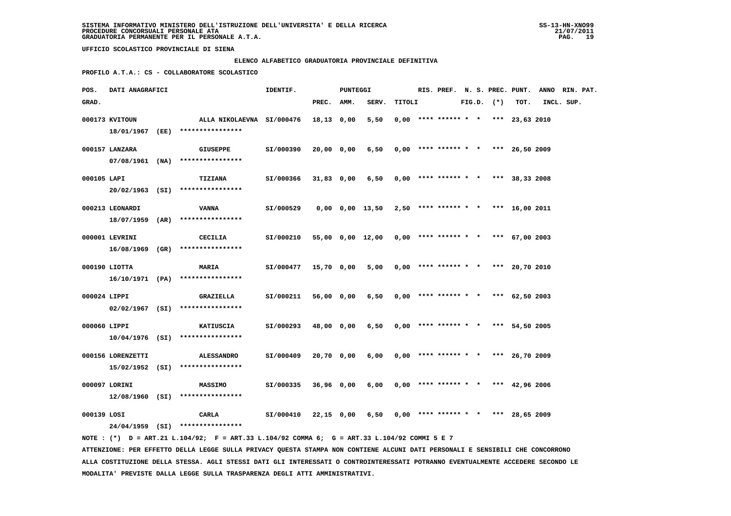SISTEMA INFORMATIVO MINISTERO DELL'ISTRUZIONE DELL'UNIVERSITA' E DELLA RICERCA
PROCEDURE CONCORSUALI PERSONALE ATA
GRADUATORIA PERMANENTE PER IL PERSONALE A.T.A.

UFFICIO SCOLASTICO PROVINCIALE DI SIENA

ELENCO ALFABETICO GRADUATORIA PROVINCIALE DEFINITIVA

PROFILO A.T.A.: CS - COLLABORATORE SCOLASTICO

| POS. GRAD. | DATI ANAGRAFICI | | IDENTIF. | PUNTEGGI PREC. | AMM. | SERV. | TITOLI | RIS. | PREF. | N. S. FIG.D. | PREC. (*) | PUNT. TOT. | ANNO INCL. | RIN. PAT. SUP. |
|---|---|---|---|---|---|---|---|---|---|---|---|---|---|---|
| 000173 | KVITOUN 18/01/1967 (EE) | ALLA NIKOLAEVNA **************** | SI/000476 | 18,13 | 0,00 | 5,50 | 0,00 | **** | ****** | * * | *** | 23,63 | 2010 | |
| 000157 | LANZARA 07/08/1961 (NA) | GIUSEPPE **************** | SI/000390 | 20,00 | 0,00 | 6,50 | 0,00 | **** | ****** | * * | *** | 26,50 | 2009 | |
| 000105 | LAPI 20/02/1963 (SI) | TIZIANA **************** | SI/000366 | 31,83 | 0,00 | 6,50 | 0,00 | **** | ****** | * * | *** | 38,33 | 2008 | |
| 000213 | LEONARDI 18/07/1959 (AR) | VANNA **************** | SI/000529 | 0,00 | 0,00 | 13,50 | 2,50 | **** | ****** | * * | *** | 16,00 | 2011 | |
| 000001 | LEVRINI 16/08/1969 (GR) | CECILIA **************** | SI/000210 | 55,00 | 0,00 | 12,00 | 0,00 | **** | ****** | * * | *** | 67,00 | 2003 | |
| 000190 | LIOTTA 16/10/1971 (PA) | MARIA **************** | SI/000477 | 15,70 | 0,00 | 5,00 | 0,00 | **** | ****** | * * | *** | 20,70 | 2010 | |
| 000024 | LIPPI 02/02/1967 (SI) | GRAZIELLA **************** | SI/000211 | 56,00 | 0,00 | 6,50 | 0,00 | **** | ****** | * * | *** | 62,50 | 2003 | |
| 000060 | LIPPI 10/04/1976 (SI) | KATIUSCIA **************** | SI/000293 | 48,00 | 0,00 | 6,50 | 0,00 | **** | ****** | * * | *** | 54,50 | 2005 | |
| 000156 | LORENZETTI 15/02/1952 (SI) | ALESSANDRO **************** | SI/000409 | 20,70 | 0,00 | 6,00 | 0,00 | **** | ****** | * * | *** | 26,70 | 2009 | |
| 000097 | LORINI 12/08/1960 (SI) | MASSIMO **************** | SI/000335 | 36,96 | 0,00 | 6,00 | 0,00 | **** | ****** | * * | *** | 42,96 | 2006 | |
| 000139 | LOSI 24/04/1959 (SI) | CARLA **************** | SI/000410 | 22,15 | 0,00 | 6,50 | 0,00 | **** | ****** | * * | *** | 28,65 | 2009 | |

NOTE : (*) D = ART.21 L.104/92; F = ART.33 L.104/92 COMMA 6; G = ART.33 L.104/92 COMMI 5 E 7

ATTENZIONE: PER EFFETTO DELLA LEGGE SULLA PRIVACY QUESTA STAMPA NON CONTIENE ALCUNI DATI PERSONALI E SENSIBILI CHE CONCORRONO ALLA COSTITUZIONE DELLA STESSA. AGLI STESSI DATI GLI INTERESSATI O CONTROINTERESSATI POTRANNO EVENTUALMENTE ACCEDERE SECONDO LE MODALITA' PREVISTE DALLA LEGGE SULLA TRASPARENZA DEGLI ATTI AMMINISTRATIVI.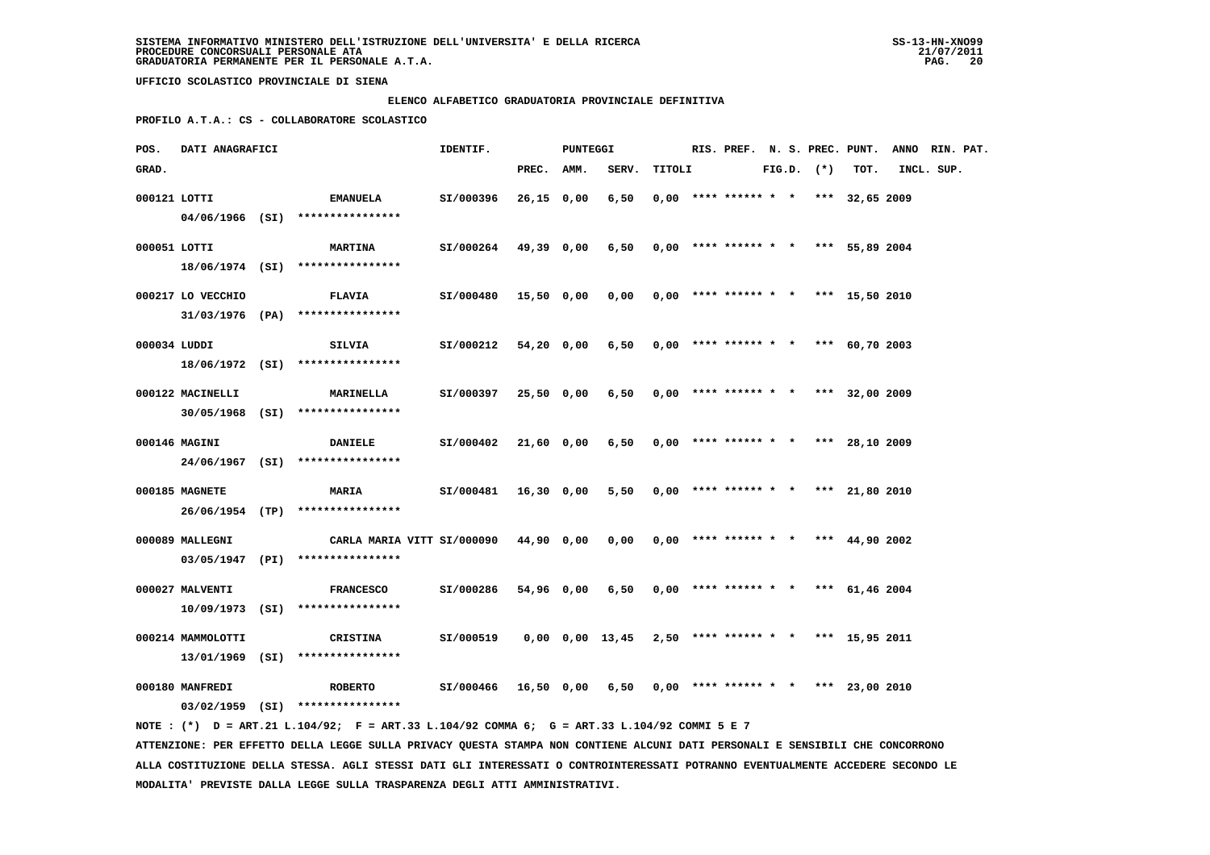SISTEMA INFORMATIVO MINISTERO DELL'ISTRUZIONE DELL'UNIVERSITA' E DELLA RICERCA
PROCEDURE CONCORSUALI PERSONALE ATA
GRADUATORIA PERMANENTE PER IL PERSONALE A.T.A.

UFFICIO SCOLASTICO PROVINCIALE DI SIENA

ELENCO ALFABETICO GRADUATORIA PROVINCIALE DEFINITIVA

PROFILO A.T.A.: CS - COLLABORATORE SCOLASTICO

| POS. GRAD. | DATI ANAGRAFICI | | IDENTIF. | PUNTEGGI PREC. | AMM. | SERV. | TITOLI | RIS. | PREF. | N. S. FIG.D. | PREC. (*) | PUNT. TOT. | ANNO INCL. | RIN. PAT. SUP. |
|---|---|---|---|---|---|---|---|---|---|---|---|---|---|---|
| 000121 | LOTTI 04/06/1966 (SI) | EMANUELA **************** | SI/000396 | 26,15 | 0,00 | 6,50 | 0,00 | **** | ****** | * * | *** | 32,65 | 2009 | |
| 000051 | LOTTI 18/06/1974 (SI) | MARTINA **************** | SI/000264 | 49,39 | 0,00 | 6,50 | 0,00 | **** | ****** | * * | *** | 55,89 | 2004 | |
| 000217 | LO VECCHIO 31/03/1976 (PA) | FLAVIA **************** | SI/000480 | 15,50 | 0,00 | 0,00 | 0,00 | **** | ****** | * * | *** | 15,50 | 2010 | |
| 000034 | LUDDI 18/06/1972 (SI) | SILVIA **************** | SI/000212 | 54,20 | 0,00 | 6,50 | 0,00 | **** | ****** | * * | *** | 60,70 | 2003 | |
| 000122 | MACINELLI 30/05/1968 (SI) | MARINELLA **************** | SI/000397 | 25,50 | 0,00 | 6,50 | 0,00 | **** | ****** | * * | *** | 32,00 | 2009 | |
| 000146 | MAGINI 24/06/1967 (SI) | DANIELE **************** | SI/000402 | 21,60 | 0,00 | 6,50 | 0,00 | **** | ****** | * * | *** | 28,10 | 2009 | |
| 000185 | MAGNETE 26/06/1954 (TP) | MARIA **************** | SI/000481 | 16,30 | 0,00 | 5,50 | 0,00 | **** | ****** | * * | *** | 21,80 | 2010 | |
| 000089 | MALLEGNI 03/05/1947 (PI) | CARLA MARIA VITT **************** | SI/000090 | 44,90 | 0,00 | 0,00 | 0,00 | **** | ****** | * * | *** | 44,90 | 2002 | |
| 000027 | MALVENTI 10/09/1973 (SI) | FRANCESCO **************** | SI/000286 | 54,96 | 0,00 | 6,50 | 0,00 | **** | ****** | * * | *** | 61,46 | 2004 | |
| 000214 | MAMMOLOTTI 13/01/1969 (SI) | CRISTINA **************** | SI/000519 | 0,00 | 0,00 | 13,45 | 2,50 | **** | ****** | * * | *** | 15,95 | 2011 | |
| 000180 | MANFREDI 03/02/1959 (SI) | ROBERTO **************** | SI/000466 | 16,50 | 0,00 | 6,50 | 0,00 | **** | ****** | * * | *** | 23,00 | 2010 | |

NOTE : (*) D = ART.21 L.104/92; F = ART.33 L.104/92 COMMA 6; G = ART.33 L.104/92 COMMI 5 E 7

ATTENZIONE: PER EFFETTO DELLA LEGGE SULLA PRIVACY QUESTA STAMPA NON CONTIENE ALCUNI DATI PERSONALI E SENSIBILI CHE CONCORRONO ALLA COSTITUZIONE DELLA STESSA. AGLI STESSI DATI GLI INTERESSATI O CONTROINTERESSATI POTRANNO EVENTUALMENTE ACCEDERE SECONDO LE MODALITA' PREVISTE DALLA LEGGE SULLA TRASPARENZA DEGLI ATTI AMMINISTRATIVI.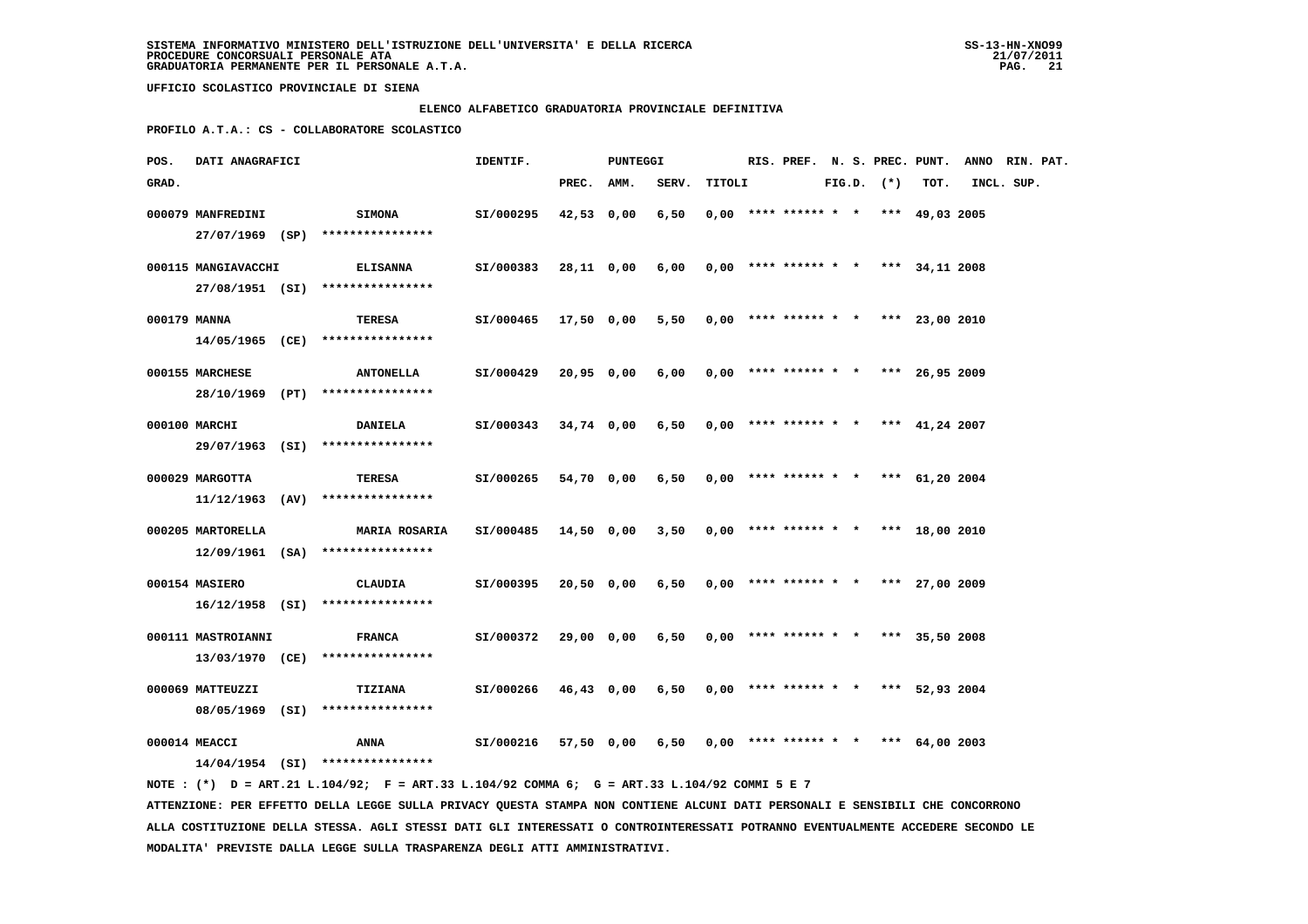SISTEMA INFORMATIVO MINISTERO DELL'ISTRUZIONE DELL'UNIVERSITA' E DELLA RICERCA
PROCEDURE CONCORSUALI PERSONALE ATA
GRADUATORIA PERMANENTE PER IL PERSONALE A.T.A.

SS-13-HN-XNO99
21/07/2011

UFFICIO SCOLASTICO PROVINCIALE DI SIENA

ELENCO ALFABETICO GRADUATORIA PROVINCIALE DEFINITIVA

PROFILO A.T.A.: CS - COLLABORATORE SCOLASTICO

| POS. GRAD. | DATI ANAGRAFICI | | IDENTIF. | PUNTEGGI PREC. | AMM. | SERV. | TITOLI | RIS. | PREF. | N. S. FIG.D. | PREC. (*) | PUNT. TOT. | ANNO INCL. | RIN. PAT. SUP. |
|---|---|---|---|---|---|---|---|---|---|---|---|---|---|---|
| 000079 | MANFREDINI 27/07/1969 (SP) | SIMONA **************** | SI/000295 | 42,53 | 0,00 | 6,50 | 0,00 | **** | ****** | * * | *** | 49,03 | 2005 | |
| 000115 | MANGIAVACCHI 27/08/1951 (SI) | ELISANNA **************** | SI/000383 | 28,11 | 0,00 | 6,00 | 0,00 | **** | ****** | * * | *** | 34,11 | 2008 | |
| 000179 | MANNA 14/05/1965 (CE) | TERESA **************** | SI/000465 | 17,50 | 0,00 | 5,50 | 0,00 | **** | ****** | * * | *** | 23,00 | 2010 | |
| 000155 | MARCHESE 28/10/1969 (PT) | ANTONELLA **************** | SI/000429 | 20,95 | 0,00 | 6,00 | 0,00 | **** | ****** | * * | *** | 26,95 | 2009 | |
| 000100 | MARCHI 29/07/1963 (SI) | DANIELA **************** | SI/000343 | 34,74 | 0,00 | 6,50 | 0,00 | **** | ****** | * * | *** | 41,24 | 2007 | |
| 000029 | MARGOTTA 11/12/1963 (AV) | TERESA **************** | SI/000265 | 54,70 | 0,00 | 6,50 | 0,00 | **** | ****** | * * | *** | 61,20 | 2004 | |
| 000205 | MARTORELLA 12/09/1961 (SA) | MARIA ROSARIA **************** | SI/000485 | 14,50 | 0,00 | 3,50 | 0,00 | **** | ****** | * * | *** | 18,00 | 2010 | |
| 000154 | MASIERO 16/12/1958 (SI) | CLAUDIA **************** | SI/000395 | 20,50 | 0,00 | 6,50 | 0,00 | **** | ****** | * * | *** | 27,00 | 2009 | |
| 000111 | MASTROIANNI 13/03/1970 (CE) | FRANCA **************** | SI/000372 | 29,00 | 0,00 | 6,50 | 0,00 | **** | ****** | * * | *** | 35,50 | 2008 | |
| 000069 | MATTEUZZI 08/05/1969 (SI) | TIZIANA **************** | SI/000266 | 46,43 | 0,00 | 6,50 | 0,00 | **** | ****** | * * | *** | 52,93 | 2004 | |
| 000014 | MEACCI 14/04/1954 (SI) | ANNA **************** | SI/000216 | 57,50 | 0,00 | 6,50 | 0,00 | **** | ****** | * * | *** | 64,00 | 2003 | |

NOTE : (*) D = ART.21 L.104/92; F = ART.33 L.104/92 COMMA 6; G = ART.33 L.104/92 COMMI 5 E 7

ATTENZIONE: PER EFFETTO DELLA LEGGE SULLA PRIVACY QUESTA STAMPA NON CONTIENE ALCUNI DATI PERSONALI E SENSIBILI CHE CONCORRONO ALLA COSTITUZIONE DELLA STESSA. AGLI STESSI DATI GLI INTERESSATI O CONTROINTERESSATI POTRANNO EVENTUALMENTE ACCEDERE SECONDO LE MODALITA' PREVISTE DALLA LEGGE SULLA TRASPARENZA DEGLI ATTI AMMINISTRATIVI.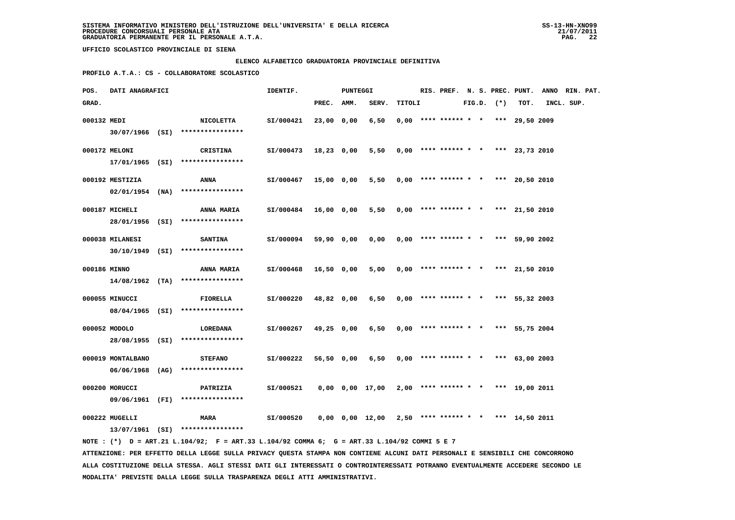SISTEMA INFORMATIVO MINISTERO DELL'ISTRUZIONE DELL'UNIVERSITA' E DELLA RICERCA
PROCEDURE CONCORSUALI PERSONALE ATA
GRADUATORIA PERMANENTE PER IL PERSONALE A.T.A.

UFFICIO SCOLASTICO PROVINCIALE DI SIENA

ELENCO ALFABETICO GRADUATORIA PROVINCIALE DEFINITIVA

PROFILO A.T.A.: CS - COLLABORATORE SCOLASTICO

| POS. GRAD. | DATI ANAGRAFICI | | IDENTIF. | PUNTEGGI PREC. | AMM. | SERV. | TITOLI | RIS. | PREF. | N. S. FIG.D. | PREC. (*) | PUNT. TOT. | ANNO INCL. | RIN. PAT. SUP. |
|---|---|---|---|---|---|---|---|---|---|---|---|---|---|---|
| 000132 | MEDI 30/07/1966 (SI) | NICOLETTA **************** | SI/000421 | 23,00 | 0,00 | 6,50 | 0,00 | **** | ****** | * * | *** | 29,50 | 2009 | |
| 000172 | MELONI 17/01/1965 (SI) | CRISTINA **************** | SI/000473 | 18,23 | 0,00 | 5,50 | 0,00 | **** | ****** | * * | *** | 23,73 | 2010 | |
| 000192 | MESTIZIA 02/01/1954 (NA) | ANNA **************** | SI/000467 | 15,00 | 0,00 | 5,50 | 0,00 | **** | ****** | * * | *** | 20,50 | 2010 | |
| 000187 | MICHELI 28/01/1956 (SI) | ANNA MARIA **************** | SI/000484 | 16,00 | 0,00 | 5,50 | 0,00 | **** | ****** | * * | *** | 21,50 | 2010 | |
| 000038 | MILANESI 30/10/1949 (SI) | SANTINA **************** | SI/000094 | 59,90 | 0,00 | 0,00 | 0,00 | **** | ****** | * * | *** | 59,90 | 2002 | |
| 000186 | MINNO 14/08/1962 (TA) | ANNA MARIA **************** | SI/000468 | 16,50 | 0,00 | 5,00 | 0,00 | **** | ****** | * * | *** | 21,50 | 2010 | |
| 000055 | MINUCCI 08/04/1965 (SI) | FIORELLA **************** | SI/000220 | 48,82 | 0,00 | 6,50 | 0,00 | **** | ****** | * * | *** | 55,32 | 2003 | |
| 000052 | MODOLO 28/08/1955 (SI) | LOREDANA **************** | SI/000267 | 49,25 | 0,00 | 6,50 | 0,00 | **** | ****** | * * | *** | 55,75 | 2004 | |
| 000019 | MONTALBANO 06/06/1968 (AG) | STEFANO **************** | SI/000222 | 56,50 | 0,00 | 6,50 | 0,00 | **** | ****** | * * | *** | 63,00 | 2003 | |
| 000200 | MORUCCI 09/06/1961 (FI) | PATRIZIA **************** | SI/000521 | 0,00 | 0,00 | 17,00 | 2,00 | **** | ****** | * * | *** | 19,00 | 2011 | |
| 000222 | MUGELLI 13/07/1961 (SI) | MARA **************** | SI/000520 | 0,00 | 0,00 | 12,00 | 2,50 | **** | ****** | * * | *** | 14,50 | 2011 | |

NOTE : (*) D = ART.21 L.104/92; F = ART.33 L.104/92 COMMA 6; G = ART.33 L.104/92 COMMI 5 E 7

ATTENZIONE: PER EFFETTO DELLA LEGGE SULLA PRIVACY QUESTA STAMPA NON CONTIENE ALCUNI DATI PERSONALI E SENSIBILI CHE CONCORRONO ALLA COSTITUZIONE DELLA STESSA. AGLI STESSI DATI GLI INTERESSATI O CONTROINTERESSATI POTRANNO EVENTUALMENTE ACCEDERE SECONDO LE MODALITA' PREVISTE DALLA LEGGE SULLA TRASPARENZA DEGLI ATTI AMMINISTRATIVI.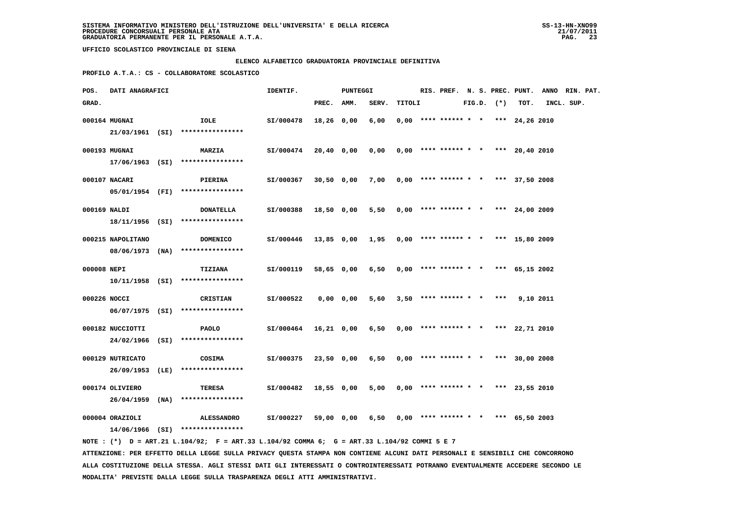**SISTEMA INFORMATIVO MINISTERO DELL'ISTRUZIONE DELL'UNIVERSITA' E DELLA RICERCA**
**PROCEDURE CONCORSUALI PERSONALE ATA**
**GRADUATORIA PERMANENTE PER IL PERSONALE A.T.A.**

**UFFICIO SCOLASTICO PROVINCIALE DI SIENA**

**ELENCO ALFABETICO GRADUATORIA PROVINCIALE DEFINITIVA**

**PROFILO A.T.A.: CS - COLLABORATORE SCOLASTICO**

| POS. GRAD. | DATI ANAGRAFICI | | IDENTIF. | PUNTEGGI PREC. | AMM. | SERV. | TITOLI | RIS. | PREF. | N. S. FIG.D. | PREC. (*) | PUNT. TOT. | ANNO INCL. | RIN. PAT. SUP. |
|---|---|---|---|---|---|---|---|---|---|---|---|---|---|---|
| 000164 | MUGNAI 21/03/1961 (SI) | IOLE **************** | SI/000478 | 18,26 | 0,00 | 6,00 | 0,00 | **** | ****** | * * | *** | 24,26 | 2010 | |
| 000193 | MUGNAI 17/06/1963 (SI) | MARZIA **************** | SI/000474 | 20,40 | 0,00 | 0,00 | 0,00 | **** | ****** | * * | *** | 20,40 | 2010 | |
| 000107 | NACARI 05/01/1954 (FI) | PIERINA **************** | SI/000367 | 30,50 | 0,00 | 7,00 | 0,00 | **** | ****** | * * | *** | 37,50 | 2008 | |
| 000169 | NALDI 18/11/1956 (SI) | DONATELLA **************** | SI/000388 | 18,50 | 0,00 | 5,50 | 0,00 | **** | ****** | * * | *** | 24,00 | 2009 | |
| 000215 | NAPOLITANO 08/06/1973 (NA) | DOMENICO **************** | SI/000446 | 13,85 | 0,00 | 1,95 | 0,00 | **** | ****** | * * | *** | 15,80 | 2009 | |
| 000008 | NEPI 10/11/1958 (SI) | TIZIANA **************** | SI/000119 | 58,65 | 0,00 | 6,50 | 0,00 | **** | ****** | * * | *** | 65,15 | 2002 | |
| 000226 | NOCCI 06/07/1975 (SI) | CRISTIAN **************** | SI/000522 | 0,00 | 0,00 | 5,60 | 3,50 | **** | ****** | * * | *** | 9,10 | 2011 | |
| 000182 | NUCCIOTTI 24/02/1966 (SI) | PAOLO **************** | SI/000464 | 16,21 | 0,00 | 6,50 | 0,00 | **** | ****** | * * | *** | 22,71 | 2010 | |
| 000129 | NUTRICATO 26/09/1953 (LE) | COSIMA **************** | SI/000375 | 23,50 | 0,00 | 6,50 | 0,00 | **** | ****** | * * | *** | 30,00 | 2008 | |
| 000174 | OLIVIERO 26/04/1959 (NA) | TERESA **************** | SI/000482 | 18,55 | 0,00 | 5,00 | 0,00 | **** | ****** | * * | *** | 23,55 | 2010 | |
| 000004 | ORAZIOLI 14/06/1966 (SI) | ALESSANDRO **************** | SI/000227 | 59,00 | 0,00 | 6,50 | 0,00 | **** | ****** | * * | *** | 65,50 | 2003 | |

NOTE : (*) D = ART.21 L.104/92; F = ART.33 L.104/92 COMMA 6; G = ART.33 L.104/92 COMMI 5 E 7

ATTENZIONE: PER EFFETTO DELLA LEGGE SULLA PRIVACY QUESTA STAMPA NON CONTIENE ALCUNI DATI PERSONALI E SENSIBILI CHE CONCORRONO ALLA COSTITUZIONE DELLA STESSA. AGLI STESSI DATI GLI INTERESSATI O CONTROINTERESSATI POTRANNO EVENTUALMENTE ACCEDERE SECONDO LE MODALITA' PREVISTE DALLA LEGGE SULLA TRASPARENZA DEGLI ATTI AMMINISTRATIVI.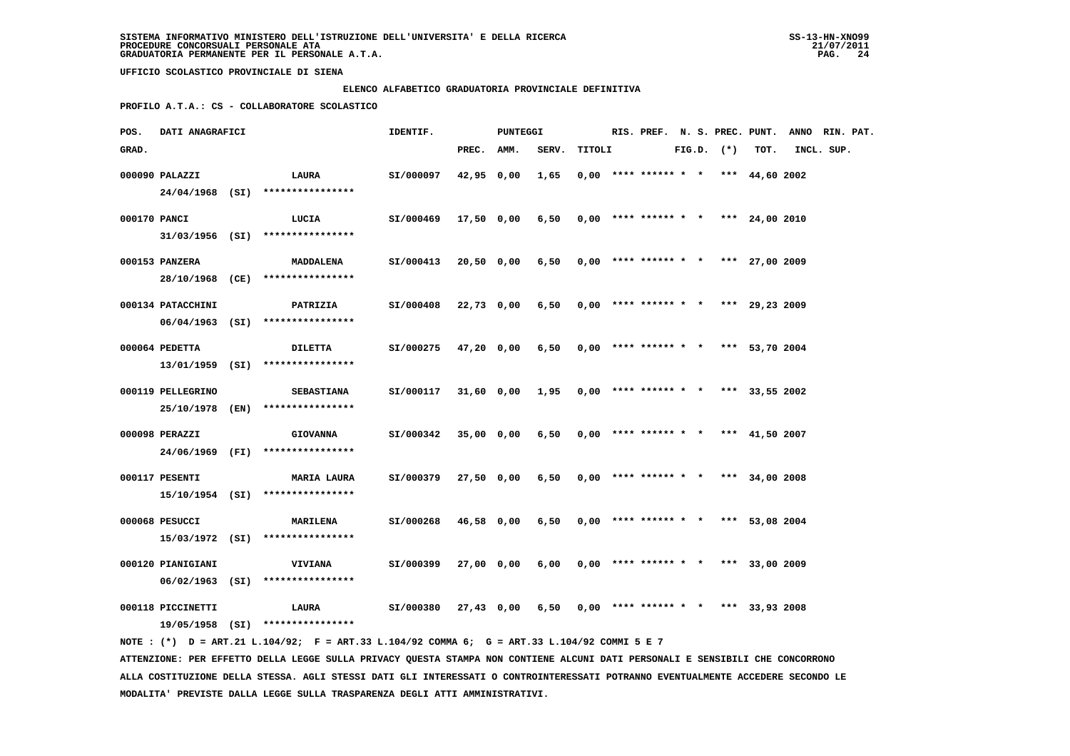SISTEMA INFORMATIVO MINISTERO DELL'ISTRUZIONE DELL'UNIVERSITA' E DELLA RICERCA
PROCEDURE CONCORSUALI PERSONALE ATA
GRADUATORIA PERMANENTE PER IL PERSONALE A.T.A.

UFFICIO SCOLASTICO PROVINCIALE DI SIENA

ELENCO ALFABETICO GRADUATORIA PROVINCIALE DEFINITIVA

PROFILO A.T.A.: CS - COLLABORATORE SCOLASTICO

| POS. GRAD. | DATI ANAGRAFICI | | IDENTIF. | PUNTEGGI PREC. | AMM. | SERV. | TITOLI | RIS. | PREF. | N. S. FIG.D. | PREC. (*) | PUNT. TOT. | ANNO INCL. | RIN. SUP. | PAT. |
|---|---|---|---|---|---|---|---|---|---|---|---|---|---|---|---|
| 000090 | PALAZZI 24/04/1968 (SI) | LAURA **************** | SI/000097 | 42,95 | 0,00 | 1,65 | 0,00 | **** | ****** | * * | *** | 44,60 | 2002 | | |
| 000170 | PANCI 31/03/1956 (SI) | LUCIA **************** | SI/000469 | 17,50 | 0,00 | 6,50 | 0,00 | **** | ****** | * * | *** | 24,00 | 2010 | | |
| 000153 | PANZERA 28/10/1968 (CE) | MADDALENA **************** | SI/000413 | 20,50 | 0,00 | 6,50 | 0,00 | **** | ****** | * * | *** | 27,00 | 2009 | | |
| 000134 | PATACCHINI 06/04/1963 (SI) | PATRIZIA **************** | SI/000408 | 22,73 | 0,00 | 6,50 | 0,00 | **** | ****** | * * | *** | 29,23 | 2009 | | |
| 000064 | PEDETTA 13/01/1959 (SI) | DILETTA **************** | SI/000275 | 47,20 | 0,00 | 6,50 | 0,00 | **** | ****** | * * | *** | 53,70 | 2004 | | |
| 000119 | PELLEGRINO 25/10/1978 (EN) | SEBASTIANA **************** | SI/000117 | 31,60 | 0,00 | 1,95 | 0,00 | **** | ****** | * * | *** | 33,55 | 2002 | | |
| 000098 | PERAZZI 24/06/1969 (FI) | GIOVANNA **************** | SI/000342 | 35,00 | 0,00 | 6,50 | 0,00 | **** | ****** | * * | *** | 41,50 | 2007 | | |
| 000117 | PESENTI 15/10/1954 (SI) | MARIA LAURA **************** | SI/000379 | 27,50 | 0,00 | 6,50 | 0,00 | **** | ****** | * * | *** | 34,00 | 2008 | | |
| 000068 | PESUCCI 15/03/1972 (SI) | MARILENA **************** | SI/000268 | 46,58 | 0,00 | 6,50 | 0,00 | **** | ****** | * * | *** | 53,08 | 2004 | | |
| 000120 | PIANIGIANI 06/02/1963 (SI) | VIVIANA **************** | SI/000399 | 27,00 | 0,00 | 6,00 | 0,00 | **** | ****** | * * | *** | 33,00 | 2009 | | |
| 000118 | PICCINETTI 19/05/1958 (SI) | LAURA **************** | SI/000380 | 27,43 | 0,00 | 6,50 | 0,00 | **** | ****** | * * | *** | 33,93 | 2008 | | |

NOTE : (*) D = ART.21 L.104/92; F = ART.33 L.104/92 COMMA 6; G = ART.33 L.104/92 COMMI 5 E 7

ATTENZIONE: PER EFFETTO DELLA LEGGE SULLA PRIVACY QUESTA STAMPA NON CONTIENE ALCUNI DATI PERSONALI E SENSIBILI CHE CONCORRONO ALLA COSTITUZIONE DELLA STESSA. AGLI STESSI DATI GLI INTERESSATI O CONTROINTERESSATI POTRANNO EVENTUALMENTE ACCEDERE SECONDO LE MODALITA' PREVISTE DALLA LEGGE SULLA TRASPARENZA DEGLI ATTI AMMINISTRATIVI.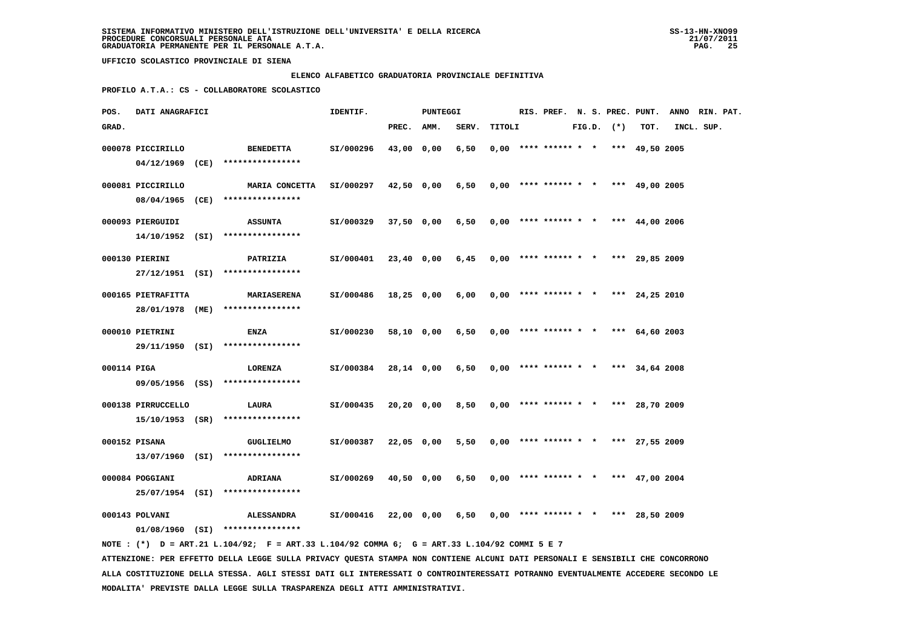**SISTEMA INFORMATIVO MINISTERO DELL'ISTRUZIONE DELL'UNIVERSITA' E DELLA RICERCA**
**PROCEDURE CONCORSUALI PERSONALE ATA**
**GRADUATORIA PERMANENTE PER IL PERSONALE A.T.A.**

SS-13-HN-XNO99
21/07/2011

**UFFICIO SCOLASTICO PROVINCIALE DI SIENA**

**ELENCO ALFABETICO GRADUATORIA PROVINCIALE DEFINITIVA**

**PROFILO A.T.A.: CS - COLLABORATORE SCOLASTICO**

| POS. GRAD. | DATI ANAGRAFICI | | IDENTIF. | PUNTEGGI PREC. | AMM. | SERV. | TITOLI | RIS. | PREF. | N. S. FIG.D. | PREC. (*) | PUNT. TOT. | ANNO INCL. | RIN. PAT. SUP. |
|---|---|---|---|---|---|---|---|---|---|---|---|---|---|---|
| 000078 | PICCIRILLO 04/12/1969 (CE) | BENEDETTA **************** | SI/000296 | 43,00 | 0,00 | 6,50 | 0,00 | **** | ****** | * * | *** | 49,50 | 2005 | |
| 000081 | PICCIRILLO 08/04/1965 (CE) | MARIA CONCETTA **************** | SI/000297 | 42,50 | 0,00 | 6,50 | 0,00 | **** | ****** | * * | *** | 49,00 | 2005 | |
| 000093 | PIERGUIDI 14/10/1952 (SI) | ASSUNTA **************** | SI/000329 | 37,50 | 0,00 | 6,50 | 0,00 | **** | ****** | * * | *** | 44,00 | 2006 | |
| 000130 | PIERINI 27/12/1951 (SI) | PATRIZIA **************** | SI/000401 | 23,40 | 0,00 | 6,45 | 0,00 | **** | ****** | * * | *** | 29,85 | 2009 | |
| 000165 | PIETRAFITTA 28/01/1978 (ME) | MARIASERENA **************** | SI/000486 | 18,25 | 0,00 | 6,00 | 0,00 | **** | ****** | * * | *** | 24,25 | 2010 | |
| 000010 | PIETRINI 29/11/1950 (SI) | ENZA **************** | SI/000230 | 58,10 | 0,00 | 6,50 | 0,00 | **** | ****** | * * | *** | 64,60 | 2003 | |
| 000114 | PIGA 09/05/1956 (SS) | LORENZA **************** | SI/000384 | 28,14 | 0,00 | 6,50 | 0,00 | **** | ****** | * * | *** | 34,64 | 2008 | |
| 000138 | PIRRUCCELLO 15/10/1953 (SR) | LAURA **************** | SI/000435 | 20,20 | 0,00 | 8,50 | 0,00 | **** | ****** | * * | *** | 28,70 | 2009 | |
| 000152 | PISANA 13/07/1960 (SI) | GUGLIELMO **************** | SI/000387 | 22,05 | 0,00 | 5,50 | 0,00 | **** | ****** | * * | *** | 27,55 | 2009 | |
| 000084 | POGGIANI 25/07/1954 (SI) | ADRIANA **************** | SI/000269 | 40,50 | 0,00 | 6,50 | 0,00 | **** | ****** | * * | *** | 47,00 | 2004 | |
| 000143 | POLVANI 01/08/1960 (SI) | ALESSANDRA **************** | SI/000416 | 22,00 | 0,00 | 6,50 | 0,00 | **** | ****** | * * | *** | 28,50 | 2009 | |

NOTE : (*) D = ART.21 L.104/92; F = ART.33 L.104/92 COMMA 6; G = ART.33 L.104/92 COMMI 5 E 7

ATTENZIONE: PER EFFETTO DELLA LEGGE SULLA PRIVACY QUESTA STAMPA NON CONTIENE ALCUNI DATI PERSONALI E SENSIBILI CHE CONCORRONO ALLA COSTITUZIONE DELLA STESSA. AGLI STESSI DATI GLI INTERESSATI O CONTROINTERESSATI POTRANNO EVENTUALMENTE ACCEDERE SECONDO LE MODALITA' PREVISTE DALLA LEGGE SULLA TRASPARENZA DEGLI ATTI AMMINISTRATIVI.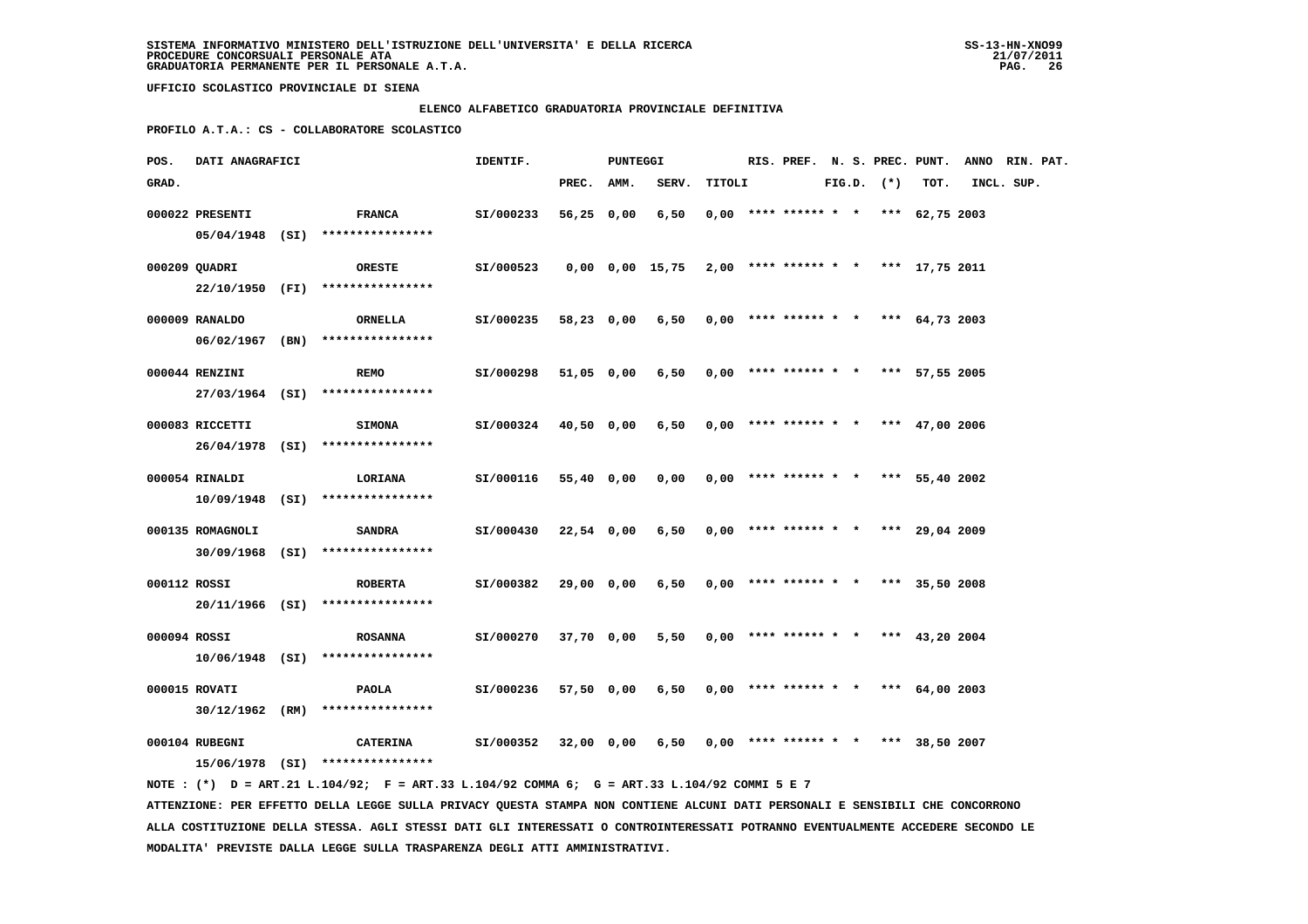SISTEMA INFORMATIVO MINISTERO DELL'ISTRUZIONE DELL'UNIVERSITA' E DELLA RICERCA
PROCEDURE CONCORSUALI PERSONALE ATA
GRADUATORIA PERMANENTE PER IL PERSONALE A.T.A.

UFFICIO SCOLASTICO PROVINCIALE DI SIENA

ELENCO ALFABETICO GRADUATORIA PROVINCIALE DEFINITIVA

PROFILO A.T.A.: CS - COLLABORATORE SCOLASTICO

| POS. GRAD. | DATI ANAGRAFICI | | IDENTIF. | PUNTEGGI PREC. | AMM. | SERV. | TITOLI | RIS. | PREF. | N. S. FIG.D. | PREC. (*) | PUNT. TOT. | ANNO INCL. | RIN. SUP. | PAT. |
|---|---|---|---|---|---|---|---|---|---|---|---|---|---|---|---|
| 000022 | PRESENTI 05/04/1948 (SI) | FRANCA **************** | SI/000233 | 56,25 | 0,00 | 6,50 | 0,00 | **** | ****** | * * | *** | 62,75 | 2003 | | |
| 000209 | QUADRI 22/10/1950 (FI) | ORESTE **************** | SI/000523 | 0,00 | 0,00 | 15,75 | 2,00 | **** | ****** | * * | *** | 17,75 | 2011 | | |
| 000009 | RANALDO 06/02/1967 (BN) | ORNELLA **************** | SI/000235 | 58,23 | 0,00 | 6,50 | 0,00 | **** | ****** | * * | *** | 64,73 | 2003 | | |
| 000044 | RENZINI 27/03/1964 (SI) | REMO **************** | SI/000298 | 51,05 | 0,00 | 6,50 | 0,00 | **** | ****** | * * | *** | 57,55 | 2005 | | |
| 000083 | RICCETTI 26/04/1978 (SI) | SIMONA **************** | SI/000324 | 40,50 | 0,00 | 6,50 | 0,00 | **** | ****** | * * | *** | 47,00 | 2006 | | |
| 000054 | RINALDI 10/09/1948 (SI) | LORIANA **************** | SI/000116 | 55,40 | 0,00 | 0,00 | 0,00 | **** | ****** | * * | *** | 55,40 | 2002 | | |
| 000135 | ROMAGNOLI 30/09/1968 (SI) | SANDRA **************** | SI/000430 | 22,54 | 0,00 | 6,50 | 0,00 | **** | ****** | * * | *** | 29,04 | 2009 | | |
| 000112 | ROSSI 20/11/1966 (SI) | ROBERTA **************** | SI/000382 | 29,00 | 0,00 | 6,50 | 0,00 | **** | ****** | * * | *** | 35,50 | 2008 | | |
| 000094 | ROSSI 10/06/1948 (SI) | ROSANNA **************** | SI/000270 | 37,70 | 0,00 | 5,50 | 0,00 | **** | ****** | * * | *** | 43,20 | 2004 | | |
| 000015 | ROVATI 30/12/1962 (RM) | PAOLA **************** | SI/000236 | 57,50 | 0,00 | 6,50 | 0,00 | **** | ****** | * * | *** | 64,00 | 2003 | | |
| 000104 | RUBEGNI 15/06/1978 (SI) | CATERINA **************** | SI/000352 | 32,00 | 0,00 | 6,50 | 0,00 | **** | ****** | * * | *** | 38,50 | 2007 | | |

NOTE : (*) D = ART.21 L.104/92; F = ART.33 L.104/92 COMMA 6; G = ART.33 L.104/92 COMMI 5 E 7

ATTENZIONE: PER EFFETTO DELLA LEGGE SULLA PRIVACY QUESTA STAMPA NON CONTIENE ALCUNI DATI PERSONALI E SENSIBILI CHE CONCORRONO ALLA COSTITUZIONE DELLA STESSA. AGLI STESSI DATI GLI INTERESSATI O CONTROINTERESSATI POTRANNO EVENTUALMENTE ACCEDERE SECONDO LE MODALITA' PREVISTE DALLA LEGGE SULLA TRASPARENZA DEGLI ATTI AMMINISTRATIVI.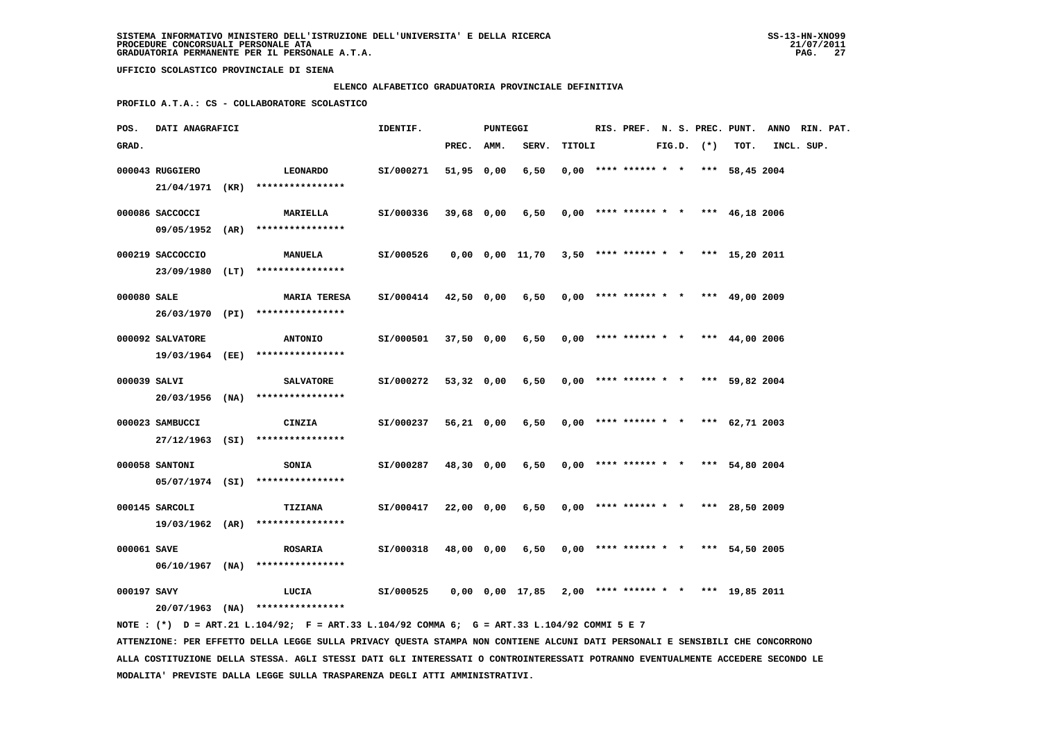SISTEMA INFORMATIVO MINISTERO DELL'ISTRUZIONE DELL'UNIVERSITA' E DELLA RICERCA
PROCEDURE CONCORSUALI PERSONALE ATA
GRADUATORIA PERMANENTE PER IL PERSONALE A.T.A.

UFFICIO SCOLASTICO PROVINCIALE DI SIENA

ELENCO ALFABETICO GRADUATORIA PROVINCIALE DEFINITIVA

PROFILO A.T.A.: CS - COLLABORATORE SCOLASTICO

| POS. GRAD. | DATI ANAGRAFICI | | IDENTIF. | PUNTEGGI PREC. | AMM. | SERV. | TITOLI | RIS. | PREF. | N. S. FIG.D. | PREC. (*) | PUNT. TOT. | ANNO INCL. | RIN. SUP. | PAT. |
|---|---|---|---|---|---|---|---|---|---|---|---|---|---|---|---|
| 000043 | RUGGIERO 21/04/1971 (KR) | LEONARDO **************** | SI/000271 | 51,95 | 0,00 | 6,50 | 0,00 | **** | ****** | * * | *** | 58,45 | 2004 | | |
| 000086 | SACCOCCI 09/05/1952 (AR) | MARIELLA **************** | SI/000336 | 39,68 | 0,00 | 6,50 | 0,00 | **** | ****** | * * | *** | 46,18 | 2006 | | |
| 000219 | SACCOCCIO 23/09/1980 (LT) | MANUELA **************** | SI/000526 | 0,00 | 0,00 | 11,70 | 3,50 | **** | ****** | * * | *** | 15,20 | 2011 | | |
| 000080 | SALE 26/03/1970 (PI) | MARIA TERESA **************** | SI/000414 | 42,50 | 0,00 | 6,50 | 0,00 | **** | ****** | * * | *** | 49,00 | 2009 | | |
| 000092 | SALVATORE 19/03/1964 (EE) | ANTONIO **************** | SI/000501 | 37,50 | 0,00 | 6,50 | 0,00 | **** | ****** | * * | *** | 44,00 | 2006 | | |
| 000039 | SALVI 20/03/1956 (NA) | SALVATORE **************** | SI/000272 | 53,32 | 0,00 | 6,50 | 0,00 | **** | ****** | * * | *** | 59,82 | 2004 | | |
| 000023 | SAMBUCCI 27/12/1963 (SI) | CINZIA **************** | SI/000237 | 56,21 | 0,00 | 6,50 | 0,00 | **** | ****** | * * | *** | 62,71 | 2003 | | |
| 000058 | SANTONI 05/07/1974 (SI) | SONIA **************** | SI/000287 | 48,30 | 0,00 | 6,50 | 0,00 | **** | ****** | * * | *** | 54,80 | 2004 | | |
| 000145 | SARCOLI 19/03/1962 (AR) | TIZIANA **************** | SI/000417 | 22,00 | 0,00 | 6,50 | 0,00 | **** | ****** | * * | *** | 28,50 | 2009 | | |
| 000061 | SAVE 06/10/1967 (NA) | ROSARIA **************** | SI/000318 | 48,00 | 0,00 | 6,50 | 0,00 | **** | ****** | * * | *** | 54,50 | 2005 | | |
| 000197 | SAVY 20/07/1963 (NA) | LUCIA **************** | SI/000525 | 0,00 | 0,00 | 17,85 | 2,00 | **** | ****** | * * | *** | 19,85 | 2011 | | |

NOTE : (*) D = ART.21 L.104/92; F = ART.33 L.104/92 COMMA 6; G = ART.33 L.104/92 COMMI 5 E 7

ATTENZIONE: PER EFFETTO DELLA LEGGE SULLA PRIVACY QUESTA STAMPA NON CONTIENE ALCUNI DATI PERSONALI E SENSIBILI CHE CONCORRONO ALLA COSTITUZIONE DELLA STESSA. AGLI STESSI DATI GLI INTERESSATI O CONTROINTERESSATI POTRANNO EVENTUALMENTE ACCEDERE SECONDO LE MODALITA' PREVISTE DALLA LEGGE SULLA TRASPARENZA DEGLI ATTI AMMINISTRATIVI.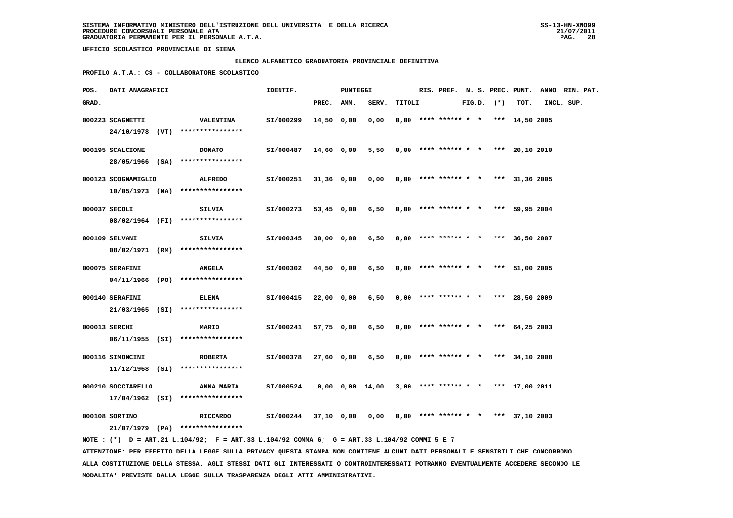SISTEMA INFORMATIVO MINISTERO DELL'ISTRUZIONE DELL'UNIVERSITA' E DELLA RICERCA
PROCEDURE CONCORSUALI PERSONALE ATA
GRADUATORIA PERMANENTE PER IL PERSONALE A.T.A.

UFFICIO SCOLASTICO PROVINCIALE DI SIENA

ELENCO ALFABETICO GRADUATORIA PROVINCIALE DEFINITIVA

PROFILO A.T.A.: CS - COLLABORATORE SCOLASTICO

| POS. GRAD. | DATI ANAGRAFICI | | IDENTIF. | PUNTEGGI PREC. | AMM. | SERV. | TITOLI | RIS. | PREF. | N. S. FIG.D. | PREC. (*) | PUNT. TOT. | ANNO INCL. | RIN. SUP. | PAT. |
|---|---|---|---|---|---|---|---|---|---|---|---|---|---|---|---|
| 000223 | SCAGNETTI 24/10/1978 (VT) | VALENTINA **************** | SI/000299 | 14,50 | 0,00 | 0,00 | 0,00 | **** | ****** | * | * *** | 14,50 | 2005 | | |
| 000195 | SCALCIONE 28/05/1966 (SA) | DONATO **************** | SI/000487 | 14,60 | 0,00 | 5,50 | 0,00 | **** | ****** | * | * *** | 20,10 | 2010 | | |
| 000123 | SCOGNAMIGLIO 10/05/1973 (NA) | ALFREDO **************** | SI/000251 | 31,36 | 0,00 | 0,00 | 0,00 | **** | ****** | * | * *** | 31,36 | 2005 | | |
| 000037 | SECOLI 08/02/1964 (FI) | SILVIA **************** | SI/000273 | 53,45 | 0,00 | 6,50 | 0,00 | **** | ****** | * | * *** | 59,95 | 2004 | | |
| 000109 | SELVANI 08/02/1971 (RM) | SILVIA **************** | SI/000345 | 30,00 | 0,00 | 6,50 | 0,00 | **** | ****** | * | * *** | 36,50 | 2007 | | |
| 000075 | SERAFINI 04/11/1966 (PO) | ANGELA **************** | SI/000302 | 44,50 | 0,00 | 6,50 | 0,00 | **** | ****** | * | * *** | 51,00 | 2005 | | |
| 000140 | SERAFINI 21/03/1965 (SI) | ELENA **************** | SI/000415 | 22,00 | 0,00 | 6,50 | 0,00 | **** | ****** | * | * *** | 28,50 | 2009 | | |
| 000013 | SERCHI 06/11/1955 (SI) | MARIO **************** | SI/000241 | 57,75 | 0,00 | 6,50 | 0,00 | **** | ****** | * | * *** | 64,25 | 2003 | | |
| 000116 | SIMONCINI 11/12/1968 (SI) | ROBERTA **************** | SI/000378 | 27,60 | 0,00 | 6,50 | 0,00 | **** | ****** | * | * *** | 34,10 | 2008 | | |
| 000210 | SOCCIARELLO 17/04/1962 (SI) | ANNA MARIA **************** | SI/000524 | 0,00 | 0,00 | 14,00 | 3,00 | **** | ****** | * | * *** | 17,00 | 2011 | | |
| 000108 | SORTINO 21/07/1979 (PA) | RICCARDO **************** | SI/000244 | 37,10 | 0,00 | 0,00 | 0,00 | **** | ****** | * | * *** | 37,10 | 2003 | | |

NOTE : (*) D = ART.21 L.104/92; F = ART.33 L.104/92 COMMA 6; G = ART.33 L.104/92 COMMI 5 E 7

ATTENZIONE: PER EFFETTO DELLA LEGGE SULLA PRIVACY QUESTA STAMPA NON CONTIENE ALCUNI DATI PERSONALI E SENSIBILI CHE CONCORRONO ALLA COSTITUZIONE DELLA STESSA. AGLI STESSI DATI GLI INTERESSATI O CONTROINTERESSATI POTRANNO EVENTUALMENTE ACCEDERE SECONDO LE MODALITA' PREVISTE DALLA LEGGE SULLA TRASPARENZA DEGLI ATTI AMMINISTRATIVI.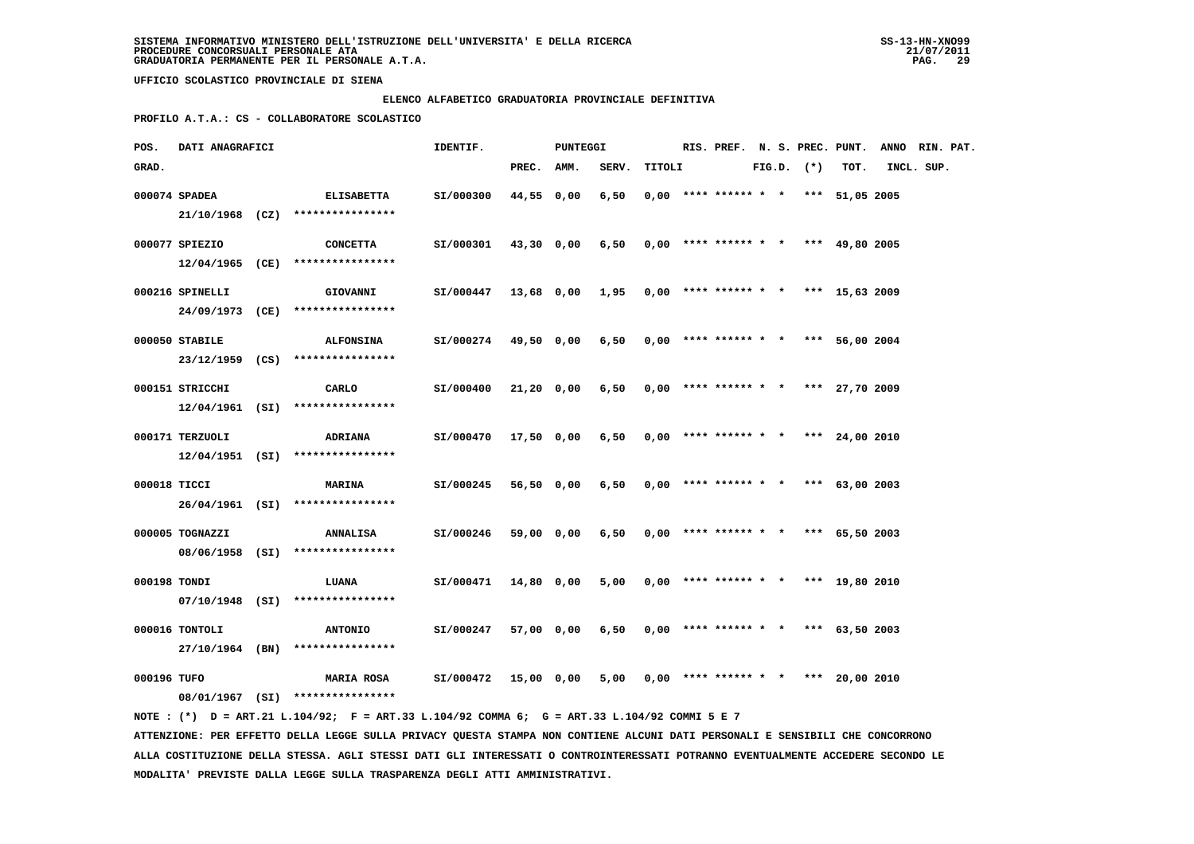SISTEMA INFORMATIVO MINISTERO DELL'ISTRUZIONE DELL'UNIVERSITA' E DELLA RICERCA
PROCEDURE CONCORSUALI PERSONALE ATA
GRADUATORIA PERMANENTE PER IL PERSONALE A.T.A.

UFFICIO SCOLASTICO PROVINCIALE DI SIENA

ELENCO ALFABETICO GRADUATORIA PROVINCIALE DEFINITIVA

PROFILO A.T.A.: CS - COLLABORATORE SCOLASTICO

| POS. GRAD. | DATI ANAGRAFICI | | IDENTIF. | PUNTEGGI PREC. | AMM. | SERV. | TITOLI | RIS. | PREF. | N. S. FIG.D. | PREC. (*) | PUNT. TOT. | ANNO INCL. | RIN. SUP. | PAT. |
|---|---|---|---|---|---|---|---|---|---|---|---|---|---|---|---|
| 000074 | SPADEA 21/10/1968 (CZ) | ELISABETTA **************** | SI/000300 | 44,55 | 0,00 | 6,50 | 0,00 | **** | ****** | * * | *** | 51,05 | 2005 | | |
| 000077 | SPIEZIO 12/04/1965 (CE) | CONCETTA **************** | SI/000301 | 43,30 | 0,00 | 6,50 | 0,00 | **** | ****** | * * | *** | 49,80 | 2005 | | |
| 000216 | SPINELLI 24/09/1973 (CE) | GIOVANNI **************** | SI/000447 | 13,68 | 0,00 | 1,95 | 0,00 | **** | ****** | * * | *** | 15,63 | 2009 | | |
| 000050 | STABILE 23/12/1959 (CS) | ALFONSINA **************** | SI/000274 | 49,50 | 0,00 | 6,50 | 0,00 | **** | ****** | * * | *** | 56,00 | 2004 | | |
| 000151 | STRICCHI 12/04/1961 (SI) | CARLO **************** | SI/000400 | 21,20 | 0,00 | 6,50 | 0,00 | **** | ****** | * * | *** | 27,70 | 2009 | | |
| 000171 | TERZUOLI 12/04/1951 (SI) | ADRIANA **************** | SI/000470 | 17,50 | 0,00 | 6,50 | 0,00 | **** | ****** | * * | *** | 24,00 | 2010 | | |
| 000018 | TICCI 26/04/1961 (SI) | MARINA **************** | SI/000245 | 56,50 | 0,00 | 6,50 | 0,00 | **** | ****** | * * | *** | 63,00 | 2003 | | |
| 000005 | TOGNAZZI 08/06/1958 (SI) | ANNALISA **************** | SI/000246 | 59,00 | 0,00 | 6,50 | 0,00 | **** | ****** | * * | *** | 65,50 | 2003 | | |
| 000198 | TONDI 07/10/1948 (SI) | LUANA **************** | SI/000471 | 14,80 | 0,00 | 5,00 | 0,00 | **** | ****** | * * | *** | 19,80 | 2010 | | |
| 000016 | TONTOLI 27/10/1964 (BN) | ANTONIO **************** | SI/000247 | 57,00 | 0,00 | 6,50 | 0,00 | **** | ****** | * * | *** | 63,50 | 2003 | | |
| 000196 | TUFO 08/01/1967 (SI) | MARIA ROSA **************** | SI/000472 | 15,00 | 0,00 | 5,00 | 0,00 | **** | ****** | * * | *** | 20,00 | 2010 | | |

NOTE : (*) D = ART.21 L.104/92; F = ART.33 L.104/92 COMMA 6; G = ART.33 L.104/92 COMMI 5 E 7

ATTENZIONE: PER EFFETTO DELLA LEGGE SULLA PRIVACY QUESTA STAMPA NON CONTIENE ALCUNI DATI PERSONALI E SENSIBILI CHE CONCORRONO ALLA COSTITUZIONE DELLA STESSA. AGLI STESSI DATI GLI INTERESSATI O CONTROINTERESSATI POTRANNO EVENTUALMENTE ACCEDERE SECONDO LE MODALITA' PREVISTE DALLA LEGGE SULLA TRASPARENZA DEGLI ATTI AMMINISTRATIVI.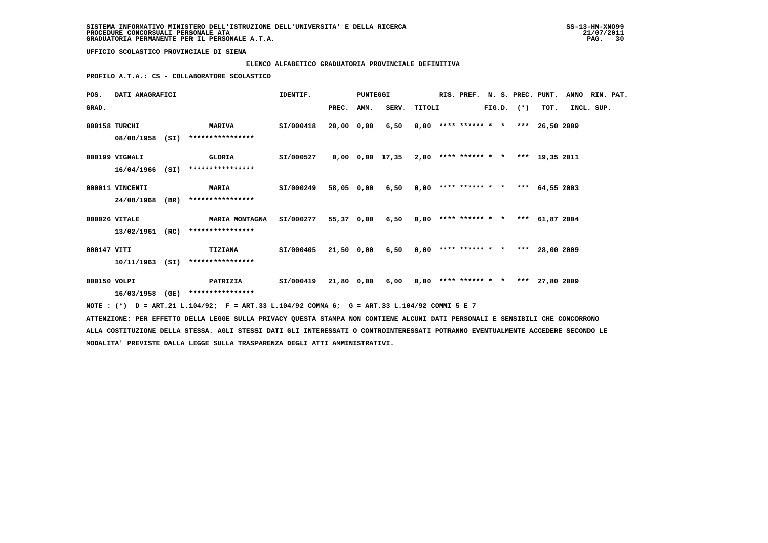**SISTEMA INFORMATIVO MINISTERO DELL'ISTRUZIONE DELL'UNIVERSITA' E DELLA RICERCA**
**PROCEDURE CONCORSUALI PERSONALE ATA**
**GRADUATORIA PERMANENTE PER IL PERSONALE A.T.A.**

SS-13-HN-XNO99
21/07/2011

**UFFICIO SCOLASTICO PROVINCIALE DI SIENA**

**ELENCO ALFABETICO GRADUATORIA PROVINCIALE DEFINITIVA**

**PROFILO A.T.A.: CS - COLLABORATORE SCOLASTICO**

| POS. GRAD. | DATI ANAGRAFICI | | IDENTIF. | PUNTEGGI PREC. | AMM. | SERV. | TITOLI | RIS. | PREF. | N. S. FIG.D. | PREC. (*) | PUNT. TOT. | ANNO INCL. | RIN. PAT. SUP. |
|---|---|---|---|---|---|---|---|---|---|---|---|---|---|---|
| 000158 | TURCHI 08/08/1958 (SI) | MARIVA **************** | SI/000418 | 20,00 | 0,00 | 6,50 | 0,00 | **** | ****** | * * | *** | 26,50 | 2009 | |
| 000199 | VIGNALI 16/04/1966 (SI) | GLORIA **************** | SI/000527 | 0,00 | 0,00 | 17,35 | 2,00 | **** | ****** | * * | *** | 19,35 | 2011 | |
| 000011 | VINCENTI 24/08/1968 (BR) | MARIA **************** | SI/000249 | 58,05 | 0,00 | 6,50 | 0,00 | **** | ****** | * * | *** | 64,55 | 2003 | |
| 000026 | VITALE 13/02/1961 (RC) | MARIA MONTAGNA **************** | SI/000277 | 55,37 | 0,00 | 6,50 | 0,00 | **** | ****** | * * | *** | 61,87 | 2004 | |
| 000147 | VITI 10/11/1963 (SI) | TIZIANA **************** | SI/000405 | 21,50 | 0,00 | 6,50 | 0,00 | **** | ****** | * * | *** | 28,00 | 2009 | |
| 000150 | VOLPI 16/03/1958 (GE) | PATRIZIA **************** | SI/000419 | 21,80 | 0,00 | 6,00 | 0,00 | **** | ****** | * * | *** | 27,80 | 2009 | |

NOTE : (*) D = ART.21 L.104/92; F = ART.33 L.104/92 COMMA 6; G = ART.33 L.104/92 COMMI 5 E 7

ATTENZIONE: PER EFFETTO DELLA LEGGE SULLA PRIVACY QUESTA STAMPA NON CONTIENE ALCUNI DATI PERSONALI E SENSIBILI CHE CONCORRONO ALLA COSTITUZIONE DELLA STESSA. AGLI STESSI DATI GLI INTERESSATI O CONTROINTERESSATI POTRANNO EVENTUALMENTE ACCEDERE SECONDO LE MODALITA' PREVISTE DALLA LEGGE SULLA TRASPARENZA DEGLI ATTI AMMINISTRATIVI.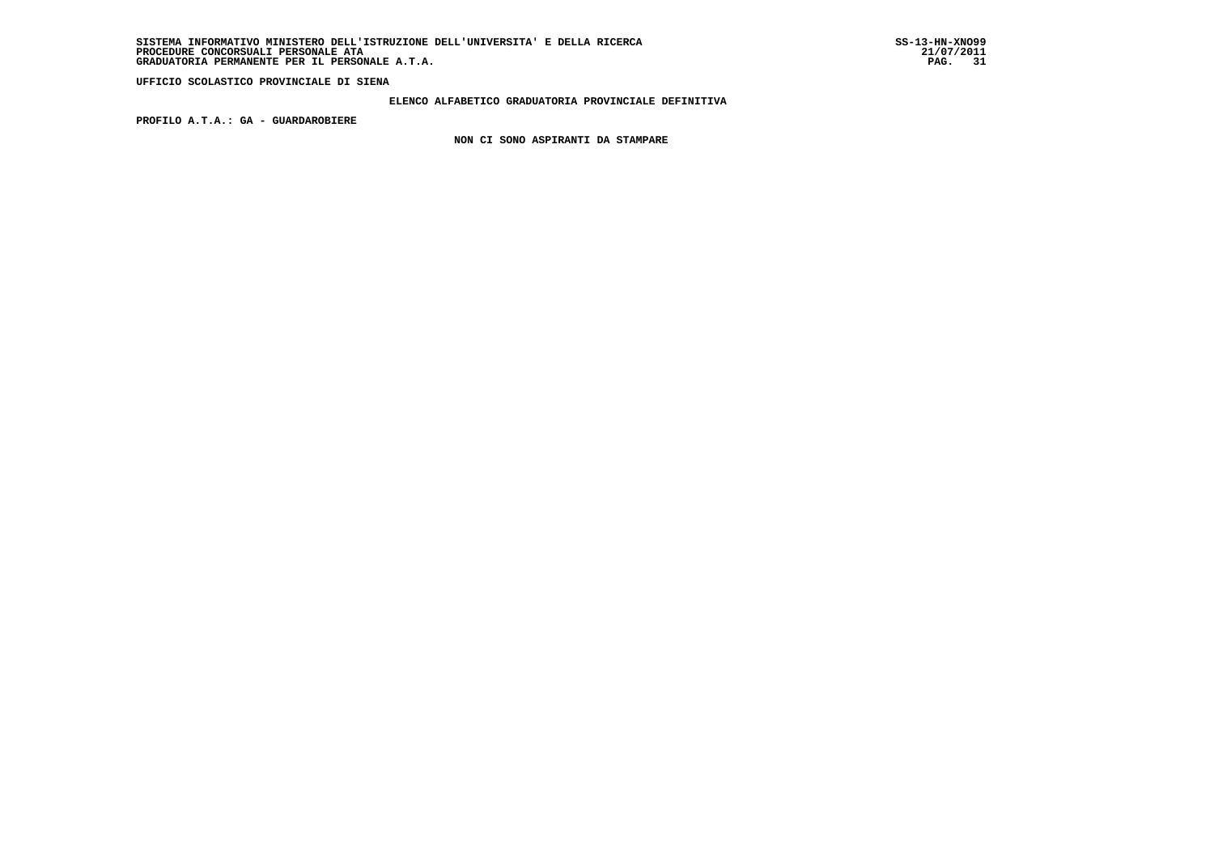UFFICIO SCOLASTICO PROVINCIALE DI SIENA

ELENCO ALFABETICO GRADUATORIA PROVINCIALE DEFINITIVA

PROFILO A.T.A.: GA - GUARDAROBIERE

NON CI SONO ASPIRANTI DA STAMPARE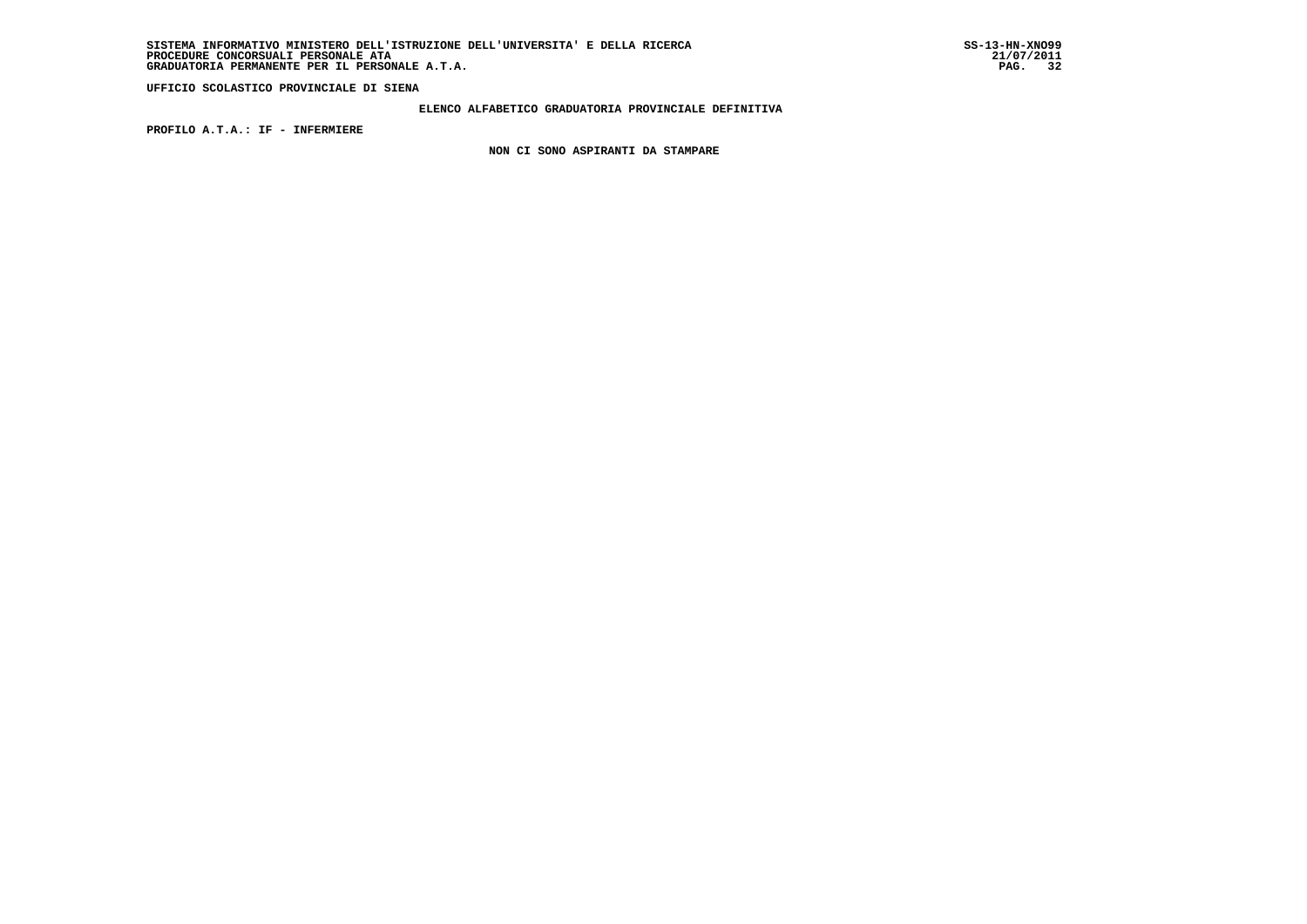**UFFICIO SCOLASTICO PROVINCIALE DI SIENA**

**ELENCO ALFABETICO GRADUATORIA PROVINCIALE DEFINITIVA**

**PROFILO A.T.A.: IF - INFERMIERE**

**NON CI SONO ASPIRANTI DA STAMPARE**